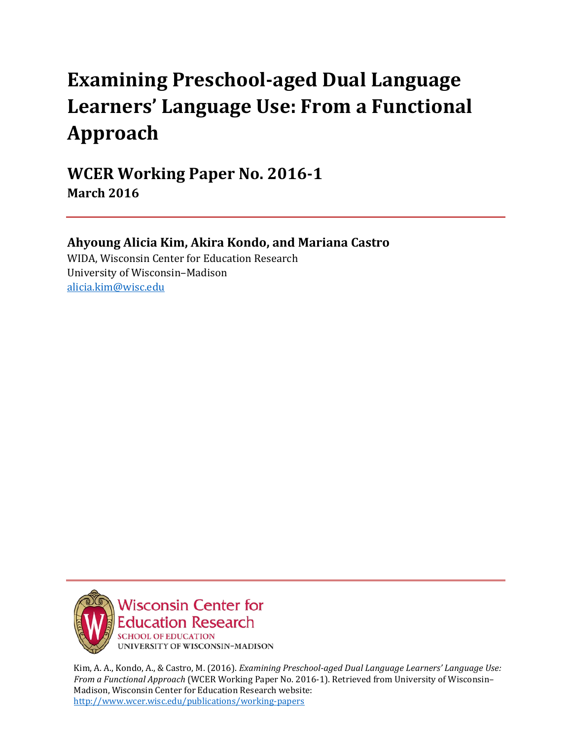# Examining Preschool-aged Dual Language Learners' Language Use: From a Functional Approach

## WCER Working Paper No. 2016-1

**March 2016**

---

**Ahyoung Alicia Kim, Akira Kondo, and Mariana Castro**

WIDA, Wisconsin Center for Education Research
University of Wisconsin–Madison
alicia.kim@wisc.edu

---

Wisconsin Center for Education Research
SCHOOL OF EDUCATION
UNIVERSITY OF WISCONSIN–MADISON

Kim, A. A., Kondo, A., & Castro, M. (2016). *Examining Preschool-aged Dual Language Learners' Language Use: From a Functional Approach* (WCER Working Paper No. 2016-1). Retrieved from University of Wisconsin–Madison, Wisconsin Center for Education Research website: http://www.wcer.wisc.edu/publications/working-papers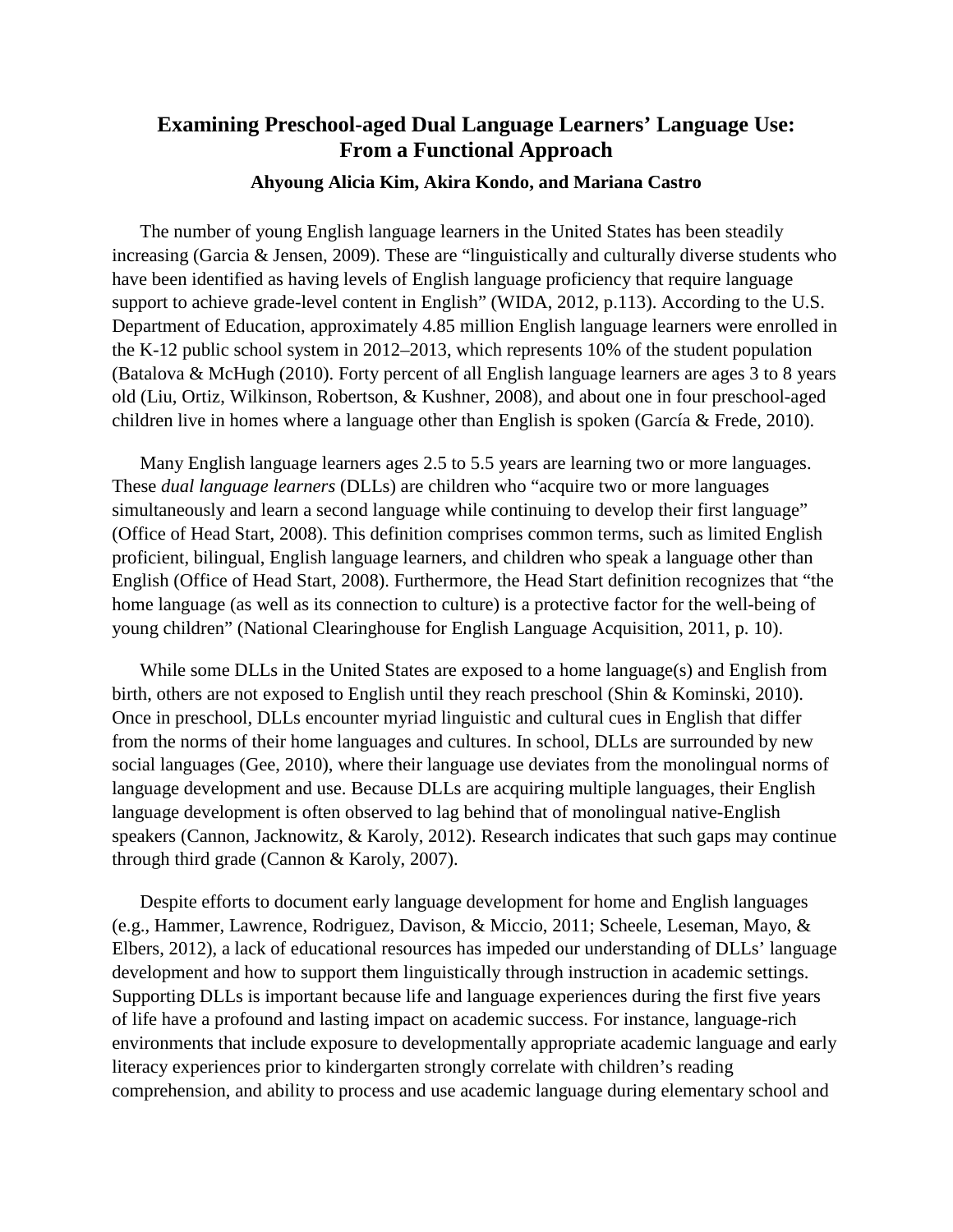# Examining Preschool-aged Dual Language Learners' Language Use: From a Functional Approach

**Ahyoung Alicia Kim, Akira Kondo, and Mariana Castro**

The number of young English language learners in the United States has been steadily increasing (Garcia & Jensen, 2009). These are "linguistically and culturally diverse students who have been identified as having levels of English language proficiency that require language support to achieve grade-level content in English" (WIDA, 2012, p.113). According to the U.S. Department of Education, approximately 4.85 million English language learners were enrolled in the K-12 public school system in 2012–2013, which represents 10% of the student population (Batalova & McHugh (2010). Forty percent of all English language learners are ages 3 to 8 years old (Liu, Ortiz, Wilkinson, Robertson, & Kushner, 2008), and about one in four preschool-aged children live in homes where a language other than English is spoken (García & Frede, 2010).

Many English language learners ages 2.5 to 5.5 years are learning two or more languages. These *dual language learners* (DLLs) are children who "acquire two or more languages simultaneously and learn a second language while continuing to develop their first language" (Office of Head Start, 2008). This definition comprises common terms, such as limited English proficient, bilingual, English language learners, and children who speak a language other than English (Office of Head Start, 2008). Furthermore, the Head Start definition recognizes that "the home language (as well as its connection to culture) is a protective factor for the well-being of young children" (National Clearinghouse for English Language Acquisition, 2011, p. 10).

While some DLLs in the United States are exposed to a home language(s) and English from birth, others are not exposed to English until they reach preschool (Shin & Kominski, 2010). Once in preschool, DLLs encounter myriad linguistic and cultural cues in English that differ from the norms of their home languages and cultures. In school, DLLs are surrounded by new social languages (Gee, 2010), where their language use deviates from the monolingual norms of language development and use. Because DLLs are acquiring multiple languages, their English language development is often observed to lag behind that of monolingual native-English speakers (Cannon, Jacknowitz, & Karoly, 2012). Research indicates that such gaps may continue through third grade (Cannon & Karoly, 2007).

Despite efforts to document early language development for home and English languages (e.g., Hammer, Lawrence, Rodriguez, Davison, & Miccio, 2011; Scheele, Leseman, Mayo, & Elbers, 2012), a lack of educational resources has impeded our understanding of DLLs' language development and how to support them linguistically through instruction in academic settings. Supporting DLLs is important because life and language experiences during the first five years of life have a profound and lasting impact on academic success. For instance, language-rich environments that include exposure to developmentally appropriate academic language and early literacy experiences prior to kindergarten strongly correlate with children's reading comprehension, and ability to process and use academic language during elementary school and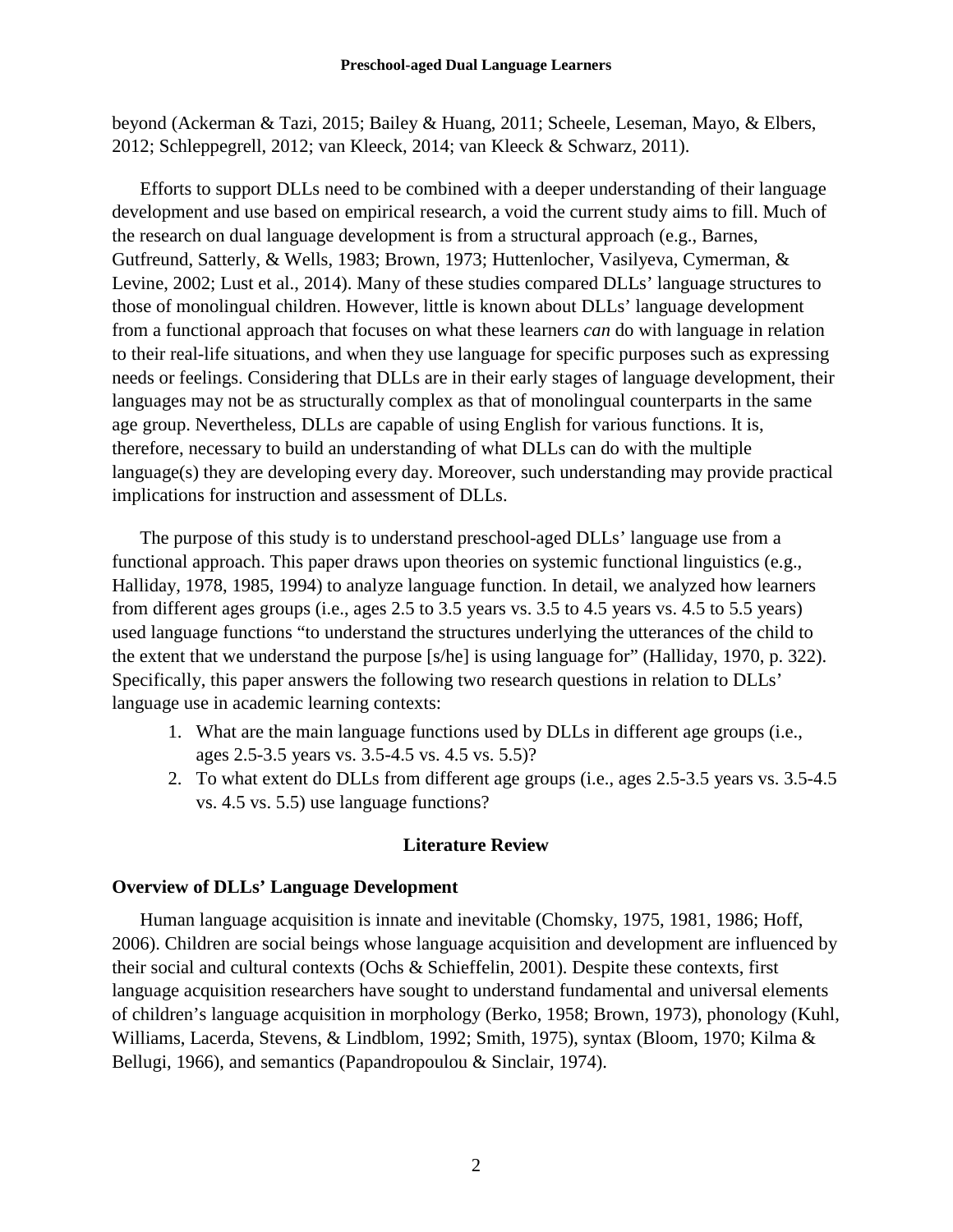beyond (Ackerman & Tazi, 2015; Bailey & Huang, 2011; Scheele, Leseman, Mayo, & Elbers, 2012; Schleppegrell, 2012; van Kleeck, 2014; van Kleeck & Schwarz, 2011).

Efforts to support DLLs need to be combined with a deeper understanding of their language development and use based on empirical research, a void the current study aims to fill. Much of the research on dual language development is from a structural approach (e.g., Barnes, Gutfreund, Satterly, & Wells, 1983; Brown, 1973; Huttenlocher, Vasilyeva, Cymerman, & Levine, 2002; Lust et al., 2014). Many of these studies compared DLLs' language structures to those of monolingual children. However, little is known about DLLs' language development from a functional approach that focuses on what these learners *can* do with language in relation to their real-life situations, and when they use language for specific purposes such as expressing needs or feelings. Considering that DLLs are in their early stages of language development, their languages may not be as structurally complex as that of monolingual counterparts in the same age group. Nevertheless, DLLs are capable of using English for various functions. It is, therefore, necessary to build an understanding of what DLLs can do with the multiple language(s) they are developing every day. Moreover, such understanding may provide practical implications for instruction and assessment of DLLs.

The purpose of this study is to understand preschool-aged DLLs' language use from a functional approach. This paper draws upon theories on systemic functional linguistics (e.g., Halliday, 1978, 1985, 1994) to analyze language function. In detail, we analyzed how learners from different ages groups (i.e., ages 2.5 to 3.5 years vs. 3.5 to 4.5 years vs. 4.5 to 5.5 years) used language functions "to understand the structures underlying the utterances of the child to the extent that we understand the purpose [s/he] is using language for" (Halliday, 1970, p. 322). Specifically, this paper answers the following two research questions in relation to DLLs' language use in academic learning contexts:

1. What are the main language functions used by DLLs in different age groups (i.e., ages 2.5-3.5 years vs. 3.5-4.5 vs. 4.5 vs. 5.5)?
2. To what extent do DLLs from different age groups (i.e., ages 2.5-3.5 years vs. 3.5-4.5 vs. 4.5 vs. 5.5) use language functions?

## Literature Review

### Overview of DLLs' Language Development

Human language acquisition is innate and inevitable (Chomsky, 1975, 1981, 1986; Hoff, 2006). Children are social beings whose language acquisition and development are influenced by their social and cultural contexts (Ochs & Schieffelin, 2001). Despite these contexts, first language acquisition researchers have sought to understand fundamental and universal elements of children's language acquisition in morphology (Berko, 1958; Brown, 1973), phonology (Kuhl, Williams, Lacerda, Stevens, & Lindblom, 1992; Smith, 1975), syntax (Bloom, 1970; Kilma & Bellugi, 1966), and semantics (Papandropoulou & Sinclair, 1974).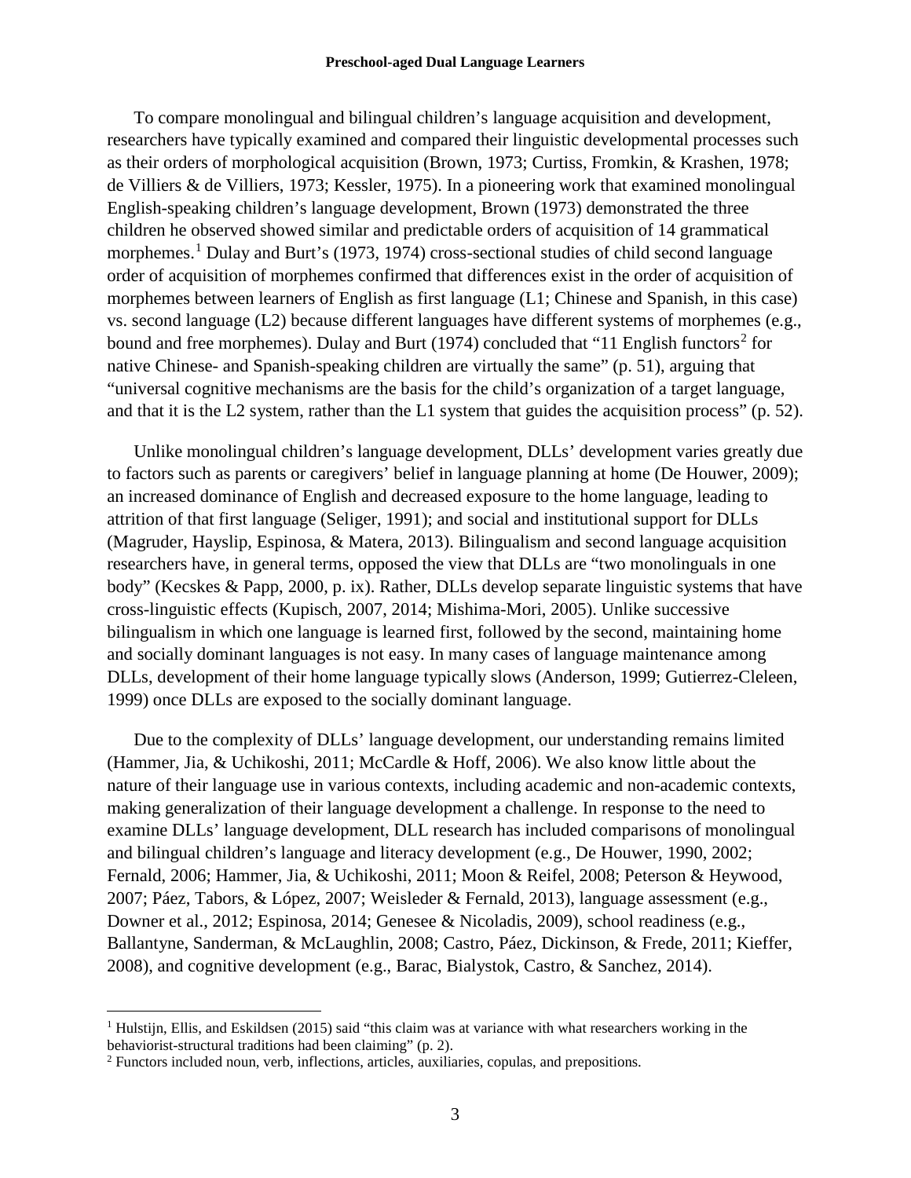To compare monolingual and bilingual children's language acquisition and development, researchers have typically examined and compared their linguistic developmental processes such as their orders of morphological acquisition (Brown, 1973; Curtiss, Fromkin, & Krashen, 1978; de Villiers & de Villiers, 1973; Kessler, 1975). In a pioneering work that examined monolingual English-speaking children's language development, Brown (1973) demonstrated the three children he observed showed similar and predictable orders of acquisition of 14 grammatical morphemes.[1] Dulay and Burt's (1973, 1974) cross-sectional studies of child second language order of acquisition of morphemes confirmed that differences exist in the order of acquisition of morphemes between learners of English as first language (L1; Chinese and Spanish, in this case) vs. second language (L2) because different languages have different systems of morphemes (e.g., bound and free morphemes). Dulay and Burt (1974) concluded that "11 English functors[2] for native Chinese- and Spanish-speaking children are virtually the same" (p. 51), arguing that "universal cognitive mechanisms are the basis for the child's organization of a target language, and that it is the L2 system, rather than the L1 system that guides the acquisition process" (p. 52).

Unlike monolingual children's language development, DLLs' development varies greatly due to factors such as parents or caregivers' belief in language planning at home (De Houwer, 2009); an increased dominance of English and decreased exposure to the home language, leading to attrition of that first language (Seliger, 1991); and social and institutional support for DLLs (Magruder, Hayslip, Espinosa, & Matera, 2013). Bilingualism and second language acquisition researchers have, in general terms, opposed the view that DLLs are "two monolinguals in one body" (Kecskes & Papp, 2000, p. ix). Rather, DLLs develop separate linguistic systems that have cross-linguistic effects (Kupisch, 2007, 2014; Mishima-Mori, 2005). Unlike successive bilingualism in which one language is learned first, followed by the second, maintaining home and socially dominant languages is not easy. In many cases of language maintenance among DLLs, development of their home language typically slows (Anderson, 1999; Gutierrez-Cleleen, 1999) once DLLs are exposed to the socially dominant language.

Due to the complexity of DLLs' language development, our understanding remains limited (Hammer, Jia, & Uchikoshi, 2011; McCardle & Hoff, 2006). We also know little about the nature of their language use in various contexts, including academic and non-academic contexts, making generalization of their language development a challenge. In response to the need to examine DLLs' language development, DLL research has included comparisons of monolingual and bilingual children's language and literacy development (e.g., De Houwer, 1990, 2002; Fernald, 2006; Hammer, Jia, & Uchikoshi, 2011; Moon & Reifel, 2008; Peterson & Heywood, 2007; Páez, Tabors, & López, 2007; Weisleder & Fernald, 2013), language assessment (e.g., Downer et al., 2012; Espinosa, 2014; Genesee & Nicoladis, 2009), school readiness (e.g., Ballantyne, Sanderman, & McLaughlin, 2008; Castro, Páez, Dickinson, & Frede, 2011; Kieffer, 2008), and cognitive development (e.g., Barac, Bialystok, Castro, & Sanchez, 2014).

---

[1] Hulstijn, Ellis, and Eskildsen (2015) said "this claim was at variance with what researchers working in the behaviorist-structural traditions had been claiming" (p. 2).

[2] Functors included noun, verb, inflections, articles, auxiliaries, copulas, and prepositions.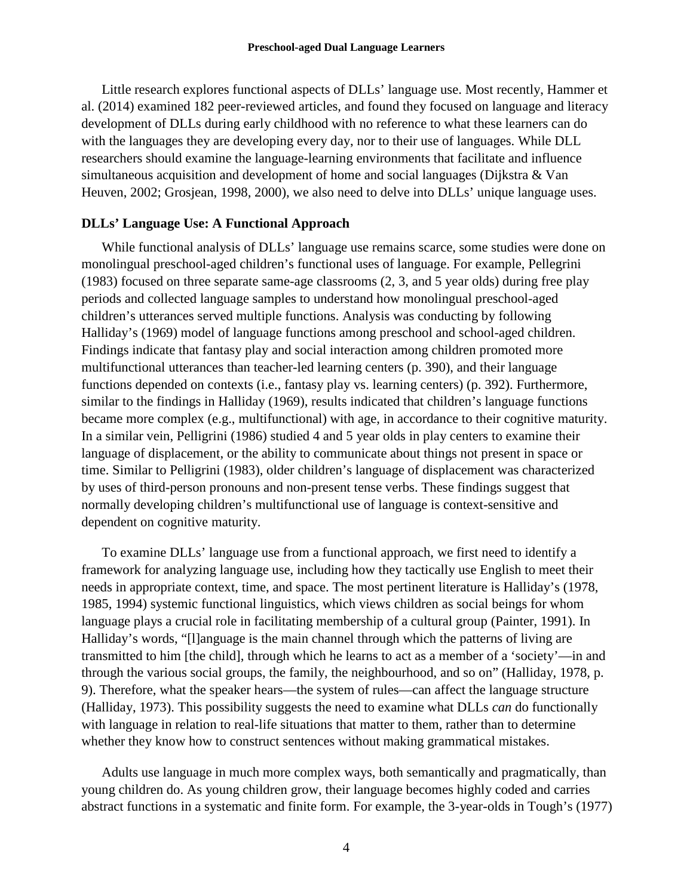Little research explores functional aspects of DLLs' language use. Most recently, Hammer et al. (2014) examined 182 peer-reviewed articles, and found they focused on language and literacy development of DLLs during early childhood with no reference to what these learners can do with the languages they are developing every day, nor to their use of languages. While DLL researchers should examine the language-learning environments that facilitate and influence simultaneous acquisition and development of home and social languages (Dijkstra & Van Heuven, 2002; Grosjean, 1998, 2000), we also need to delve into DLLs' unique language uses.

## DLLs' Language Use: A Functional Approach

While functional analysis of DLLs' language use remains scarce, some studies were done on monolingual preschool-aged children's functional uses of language. For example, Pellegrini (1983) focused on three separate same-age classrooms (2, 3, and 5 year olds) during free play periods and collected language samples to understand how monolingual preschool-aged children's utterances served multiple functions. Analysis was conducting by following Halliday's (1969) model of language functions among preschool and school-aged children. Findings indicate that fantasy play and social interaction among children promoted more multifunctional utterances than teacher-led learning centers (p. 390), and their language functions depended on contexts (i.e., fantasy play vs. learning centers) (p. 392). Furthermore, similar to the findings in Halliday (1969), results indicated that children's language functions became more complex (e.g., multifunctional) with age, in accordance to their cognitive maturity. In a similar vein, Pelligrini (1986) studied 4 and 5 year olds in play centers to examine their language of displacement, or the ability to communicate about things not present in space or time. Similar to Pelligrini (1983), older children's language of displacement was characterized by uses of third-person pronouns and non-present tense verbs. These findings suggest that normally developing children's multifunctional use of language is context-sensitive and dependent on cognitive maturity.

To examine DLLs' language use from a functional approach, we first need to identify a framework for analyzing language use, including how they tactically use English to meet their needs in appropriate context, time, and space. The most pertinent literature is Halliday's (1978, 1985, 1994) systemic functional linguistics, which views children as social beings for whom language plays a crucial role in facilitating membership of a cultural group (Painter, 1991). In Halliday's words, "[l]anguage is the main channel through which the patterns of living are transmitted to him [the child], through which he learns to act as a member of a 'society'—in and through the various social groups, the family, the neighbourhood, and so on" (Halliday, 1978, p. 9). Therefore, what the speaker hears—the system of rules—can affect the language structure (Halliday, 1973). This possibility suggests the need to examine what DLLs *can* do functionally with language in relation to real-life situations that matter to them, rather than to determine whether they know how to construct sentences without making grammatical mistakes.

Adults use language in much more complex ways, both semantically and pragmatically, than young children do. As young children grow, their language becomes highly coded and carries abstract functions in a systematic and finite form. For example, the 3-year-olds in Tough's (1977)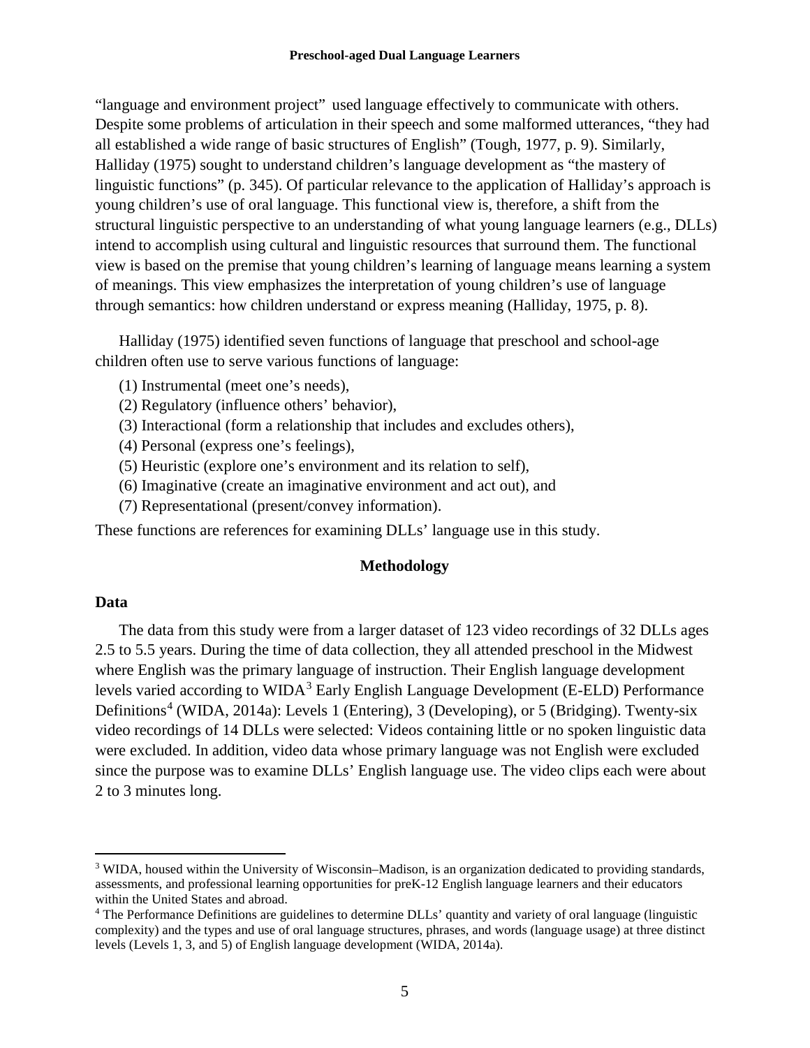"language and environment project" used language effectively to communicate with others. Despite some problems of articulation in their speech and some malformed utterances, "they had all established a wide range of basic structures of English" (Tough, 1977, p. 9). Similarly, Halliday (1975) sought to understand children's language development as "the mastery of linguistic functions" (p. 345). Of particular relevance to the application of Halliday's approach is young children's use of oral language. This functional view is, therefore, a shift from the structural linguistic perspective to an understanding of what young language learners (e.g., DLLs) intend to accomplish using cultural and linguistic resources that surround them. The functional view is based on the premise that young children's learning of language means learning a system of meanings. This view emphasizes the interpretation of young children's use of language through semantics: how children understand or express meaning (Halliday, 1975, p. 8).

Halliday (1975) identified seven functions of language that preschool and school-age children often use to serve various functions of language:

(1) Instrumental (meet one's needs),
(2) Regulatory (influence others' behavior),
(3) Interactional (form a relationship that includes and excludes others),
(4) Personal (express one's feelings),
(5) Heuristic (explore one's environment and its relation to self),
(6) Imaginative (create an imaginative environment and act out), and
(7) Representational (present/convey information).

These functions are references for examining DLLs' language use in this study.

## Methodology

### Data

The data from this study were from a larger dataset of 123 video recordings of 32 DLLs ages 2.5 to 5.5 years. During the time of data collection, they all attended preschool in the Midwest where English was the primary language of instruction. Their English language development levels varied according to WIDA[3] Early English Language Development (E-ELD) Performance Definitions[4] (WIDA, 2014a): Levels 1 (Entering), 3 (Developing), or 5 (Bridging). Twenty-six video recordings of 14 DLLs were selected: Videos containing little or no spoken linguistic data were excluded. In addition, video data whose primary language was not English were excluded since the purpose was to examine DLLs' English language use. The video clips each were about 2 to 3 minutes long.

[3] WIDA, housed within the University of Wisconsin–Madison, is an organization dedicated to providing standards, assessments, and professional learning opportunities for preK-12 English language learners and their educators within the United States and abroad.

[4] The Performance Definitions are guidelines to determine DLLs' quantity and variety of oral language (linguistic complexity) and the types and use of oral language structures, phrases, and words (language usage) at three distinct levels (Levels 1, 3, and 5) of English language development (WIDA, 2014a).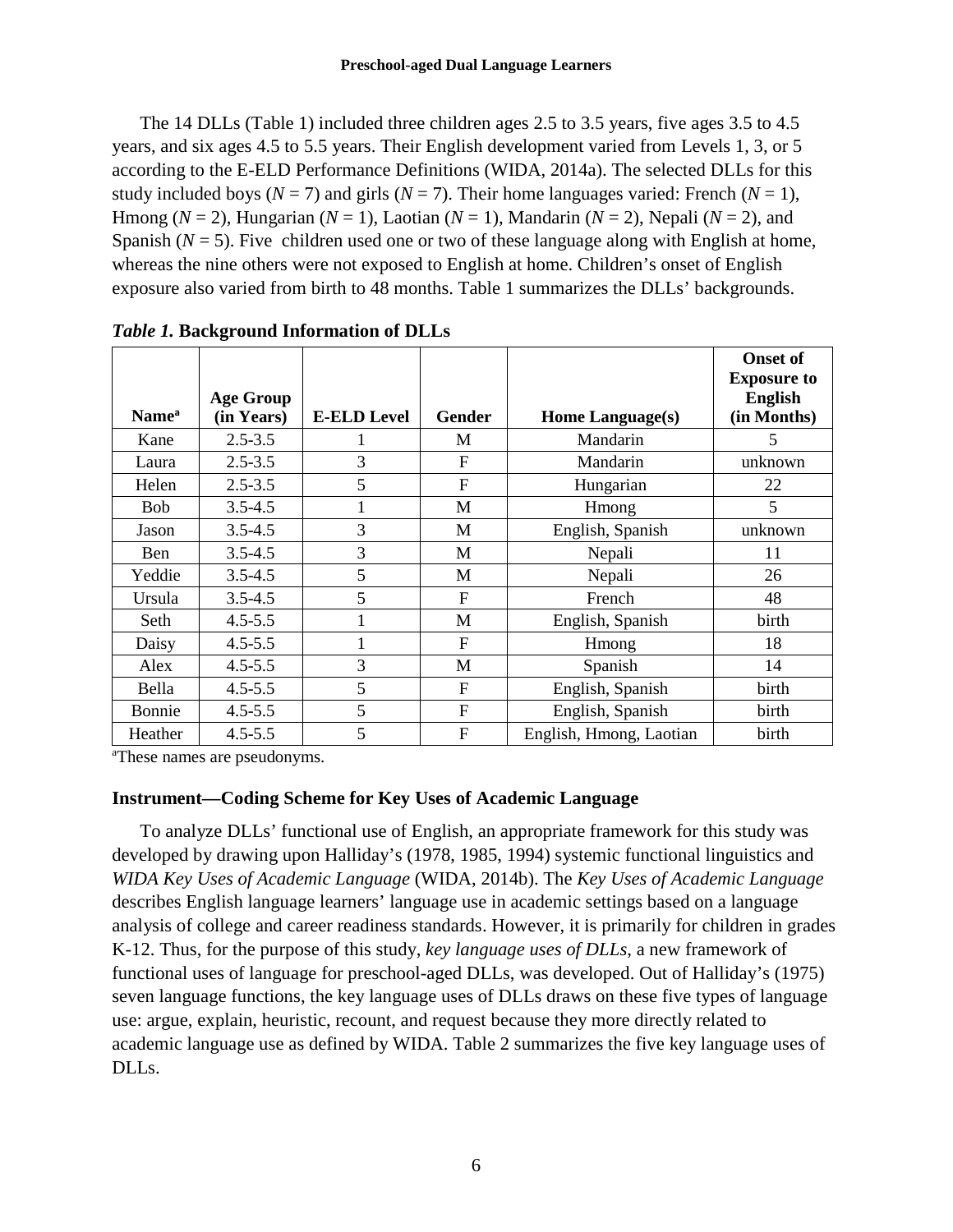The 14 DLLs (Table 1) included three children ages 2.5 to 3.5 years, five ages 3.5 to 4.5 years, and six ages 4.5 to 5.5 years. Their English development varied from Levels 1, 3, or 5 according to the E-ELD Performance Definitions (WIDA, 2014a). The selected DLLs for this study included boys (*N* = 7) and girls (*N* = 7). Their home languages varied: French (*N* = 1), Hmong (*N* = 2), Hungarian (*N* = 1), Laotian (*N* = 1), Mandarin (*N* = 2), Nepali (*N* = 2), and Spanish (*N* = 5). Five children used one or two of these language along with English at home, whereas the nine others were not exposed to English at home. Children's onset of English exposure also varied from birth to 48 months. Table 1 summarizes the DLLs' backgrounds.

***Table 1.*** **Background Information of DLLs**

| Name[a] | Age Group (in Years) | E-ELD Level | Gender | Home Language(s) | Onset of Exposure to English (in Months) |
|---|---|---|---|---|---|
| Kane | 2.5-3.5 | 1 | M | Mandarin | 5 |
| Laura | 2.5-3.5 | 3 | F | Mandarin | unknown |
| Helen | 2.5-3.5 | 5 | F | Hungarian | 22 |
| Bob | 3.5-4.5 | 1 | M | Hmong | 5 |
| Jason | 3.5-4.5 | 3 | M | English, Spanish | unknown |
| Ben | 3.5-4.5 | 3 | M | Nepali | 11 |
| Yeddie | 3.5-4.5 | 5 | M | Nepali | 26 |
| Ursula | 3.5-4.5 | 5 | F | French | 48 |
| Seth | 4.5-5.5 | 1 | M | English, Spanish | birth |
| Daisy | 4.5-5.5 | 1 | F | Hmong | 18 |
| Alex | 4.5-5.5 | 3 | M | Spanish | 14 |
| Bella | 4.5-5.5 | 5 | F | English, Spanish | birth |
| Bonnie | 4.5-5.5 | 5 | F | English, Spanish | birth |
| Heather | 4.5-5.5 | 5 | F | English, Hmong, Laotian | birth |

[a]These names are pseudonyms.

### Instrument—Coding Scheme for Key Uses of Academic Language

To analyze DLLs' functional use of English, an appropriate framework for this study was developed by drawing upon Halliday's (1978, 1985, 1994) systemic functional linguistics and *WIDA Key Uses of Academic Language* (WIDA, 2014b). The *Key Uses of Academic Language* describes English language learners' language use in academic settings based on a language analysis of college and career readiness standards. However, it is primarily for children in grades K-12. Thus, for the purpose of this study, *key language uses of DLLs*, a new framework of functional uses of language for preschool-aged DLLs, was developed. Out of Halliday's (1975) seven language functions, the key language uses of DLLs draws on these five types of language use: argue, explain, heuristic, recount, and request because they more directly related to academic language use as defined by WIDA. Table 2 summarizes the five key language uses of DLLs.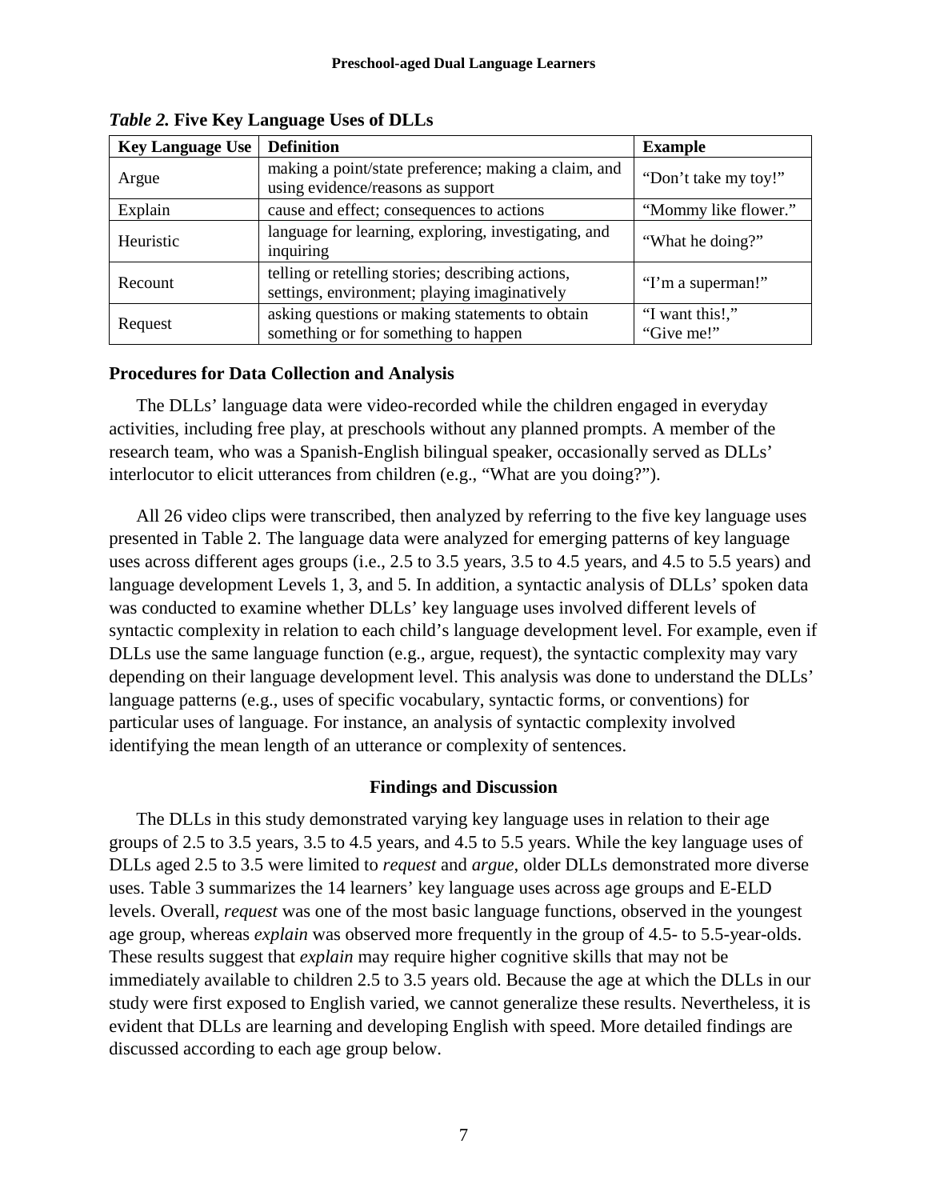*Table 2.* **Five Key Language Uses of DLLs**

| Key Language Use | Definition | Example |
|---|---|---|
| Argue | making a point/state preference; making a claim, and using evidence/reasons as support | "Don't take my toy!" |
| Explain | cause and effect; consequences to actions | "Mommy like flower." |
| Heuristic | language for learning, exploring, investigating, and inquiring | "What he doing?" |
| Recount | telling or retelling stories; describing actions, settings, environment; playing imaginatively | "I'm a superman!" |
| Request | asking questions or making statements to obtain something or for something to happen | "I want this!," "Give me!" |

### Procedures for Data Collection and Analysis

The DLLs' language data were video-recorded while the children engaged in everyday activities, including free play, at preschools without any planned prompts. A member of the research team, who was a Spanish-English bilingual speaker, occasionally served as DLLs' interlocutor to elicit utterances from children (e.g., "What are you doing?").

All 26 video clips were transcribed, then analyzed by referring to the five key language uses presented in Table 2. The language data were analyzed for emerging patterns of key language uses across different ages groups (i.e., 2.5 to 3.5 years, 3.5 to 4.5 years, and 4.5 to 5.5 years) and language development Levels 1, 3, and 5. In addition, a syntactic analysis of DLLs' spoken data was conducted to examine whether DLLs' key language uses involved different levels of syntactic complexity in relation to each child's language development level. For example, even if DLLs use the same language function (e.g., argue, request), the syntactic complexity may vary depending on their language development level. This analysis was done to understand the DLLs' language patterns (e.g., uses of specific vocabulary, syntactic forms, or conventions) for particular uses of language. For instance, an analysis of syntactic complexity involved identifying the mean length of an utterance or complexity of sentences.

## Findings and Discussion

The DLLs in this study demonstrated varying key language uses in relation to their age groups of 2.5 to 3.5 years, 3.5 to 4.5 years, and 4.5 to 5.5 years. While the key language uses of DLLs aged 2.5 to 3.5 were limited to *request* and *argue*, older DLLs demonstrated more diverse uses. Table 3 summarizes the 14 learners' key language uses across age groups and E-ELD levels. Overall, *request* was one of the most basic language functions, observed in the youngest age group, whereas *explain* was observed more frequently in the group of 4.5- to 5.5-year-olds. These results suggest that *explain* may require higher cognitive skills that may not be immediately available to children 2.5 to 3.5 years old. Because the age at which the DLLs in our study were first exposed to English varied, we cannot generalize these results. Nevertheless, it is evident that DLLs are learning and developing English with speed. More detailed findings are discussed according to each age group below.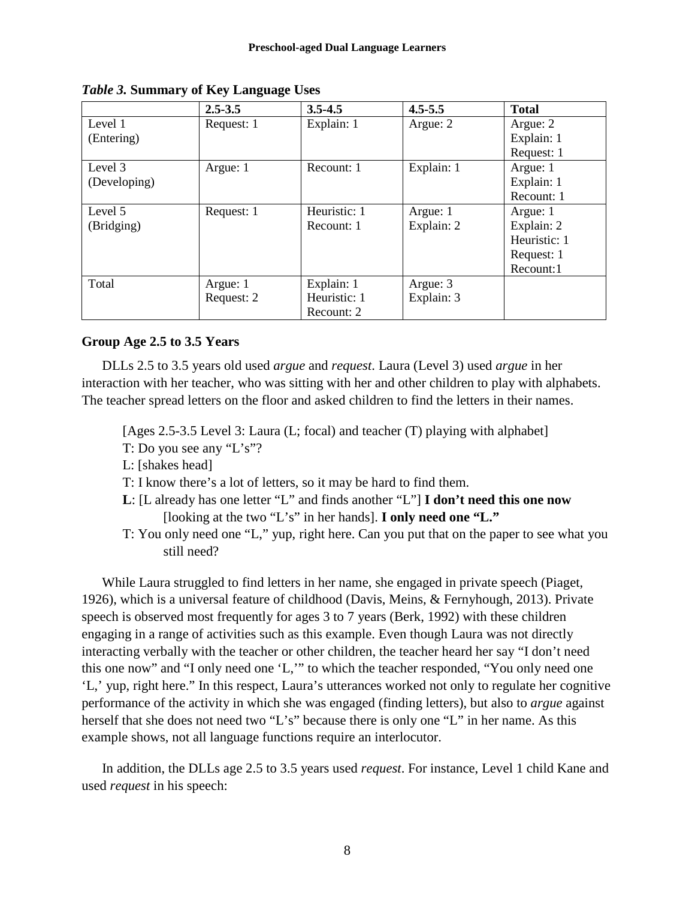*Table 3.* **Summary of Key Language Uses**

| | 2.5-3.5 | 3.5-4.5 | 4.5-5.5 | Total |
|---|---|---|---|---|
| Level 1 (Entering) | Request: 1 | Explain: 1 | Argue: 2 | Argue: 2<br>Explain: 1<br>Request: 1 |
| Level 3 (Developing) | Argue: 1 | Recount: 1 | Explain: 1 | Argue: 1<br>Explain: 1<br>Recount: 1 |
| Level 5 (Bridging) | Request: 1 | Heuristic: 1<br>Recount: 1 | Argue: 1<br>Explain: 2 | Argue: 1<br>Explain: 2<br>Heuristic: 1<br>Request: 1<br>Recount:1 |
| Total | Argue: 1<br>Request: 2 | Explain: 1<br>Heuristic: 1<br>Recount: 2 | Argue: 3<br>Explain: 3 | |

## Group Age 2.5 to 3.5 Years

DLLs 2.5 to 3.5 years old used *argue* and *request*. Laura (Level 3) used *argue* in her interaction with her teacher, who was sitting with her and other children to play with alphabets. The teacher spread letters on the floor and asked children to find the letters in their names.

> [Ages 2.5-3.5 Level 3: Laura (L; focal) and teacher (T) playing with alphabet]
> T: Do you see any "L's"?
> L: [shakes head]
> T: I know there's a lot of letters, so it may be hard to find them.
> **L**: [L already has one letter "L" and finds another "L"] **I don't need this one now** [looking at the two "L's" in her hands]. **I only need one "L."**
> T: You only need one "L," yup, right here. Can you put that on the paper to see what you still need?

While Laura struggled to find letters in her name, she engaged in private speech (Piaget, 1926), which is a universal feature of childhood (Davis, Meins, & Fernyhough, 2013). Private speech is observed most frequently for ages 3 to 7 years (Berk, 1992) with these children engaging in a range of activities such as this example. Even though Laura was not directly interacting verbally with the teacher or other children, the teacher heard her say "I don't need this one now" and "I only need one 'L,'" to which the teacher responded, "You only need one 'L,' yup, right here." In this respect, Laura's utterances worked not only to regulate her cognitive performance of the activity in which she was engaged (finding letters), but also to *argue* against herself that she does not need two "L's" because there is only one "L" in her name. As this example shows, not all language functions require an interlocutor.

In addition, the DLLs age 2.5 to 3.5 years used *request*. For instance, Level 1 child Kane and used *request* in his speech: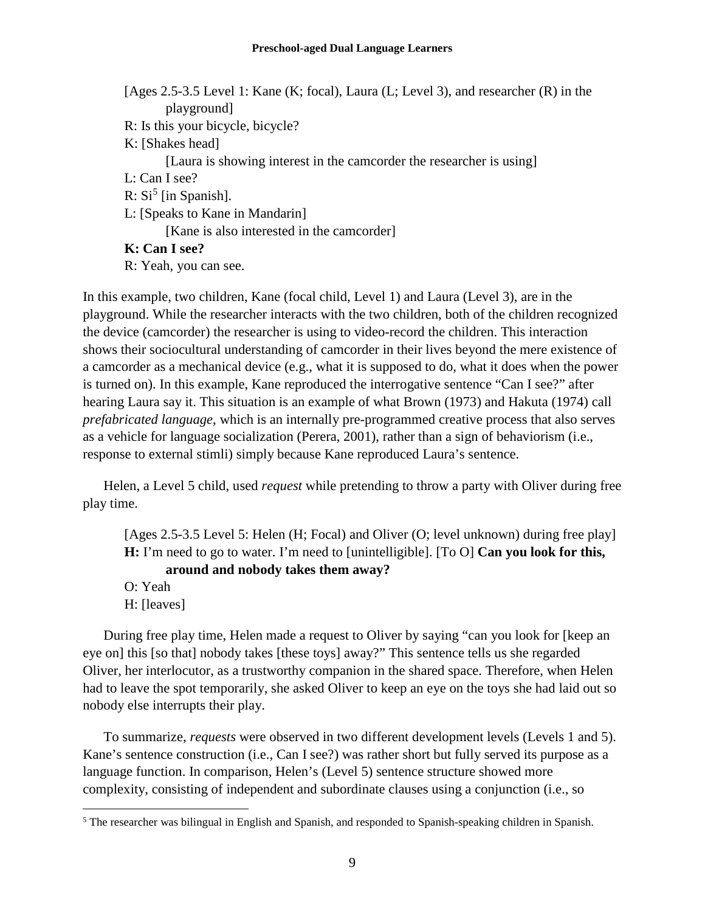[Ages 2.5-3.5 Level 1: Kane (K; focal), Laura (L; Level 3), and researcher (R) in the playground]

R: Is this your bicycle, bicycle?

K: [Shakes head]

[Laura is showing interest in the camcorder the researcher is using]

L: Can I see?

R: Si[5] [in Spanish].

L: [Speaks to Kane in Mandarin]

[Kane is also interested in the camcorder]

**K: Can I see?**

R: Yeah, you can see.

In this example, two children, Kane (focal child, Level 1) and Laura (Level 3), are in the playground. While the researcher interacts with the two children, both of the children recognized the device (camcorder) the researcher is using to video-record the children. This interaction shows their sociocultural understanding of camcorder in their lives beyond the mere existence of a camcorder as a mechanical device (e.g., what it is supposed to do, what it does when the power is turned on). In this example, Kane reproduced the interrogative sentence "Can I see?" after hearing Laura say it. This situation is an example of what Brown (1973) and Hakuta (1974) call *prefabricated language*, which is an internally pre-programmed creative process that also serves as a vehicle for language socialization (Perera, 2001), rather than a sign of behaviorism (i.e., response to external stimli) simply because Kane reproduced Laura's sentence.

Helen, a Level 5 child, used *request* while pretending to throw a party with Oliver during free play time.

[Ages 2.5-3.5 Level 5: Helen (H; Focal) and Oliver (O; level unknown) during free play]

**H:** I'm need to go to water. I'm need to [unintelligible]. [To O] **Can you look for this, around and nobody takes them away?**

O: Yeah

H: [leaves]

During free play time, Helen made a request to Oliver by saying "can you look for [keep an eye on] this [so that] nobody takes [these toys] away?" This sentence tells us she regarded Oliver, her interlocutor, as a trustworthy companion in the shared space. Therefore, when Helen had to leave the spot temporarily, she asked Oliver to keep an eye on the toys she had laid out so nobody else interrupts their play.

To summarize, *requests* were observed in two different development levels (Levels 1 and 5). Kane's sentence construction (i.e., Can I see?) was rather short but fully served its purpose as a language function. In comparison, Helen's (Level 5) sentence structure showed more complexity, consisting of independent and subordinate clauses using a conjunction (i.e., so

[5] The researcher was bilingual in English and Spanish, and responded to Spanish-speaking children in Spanish.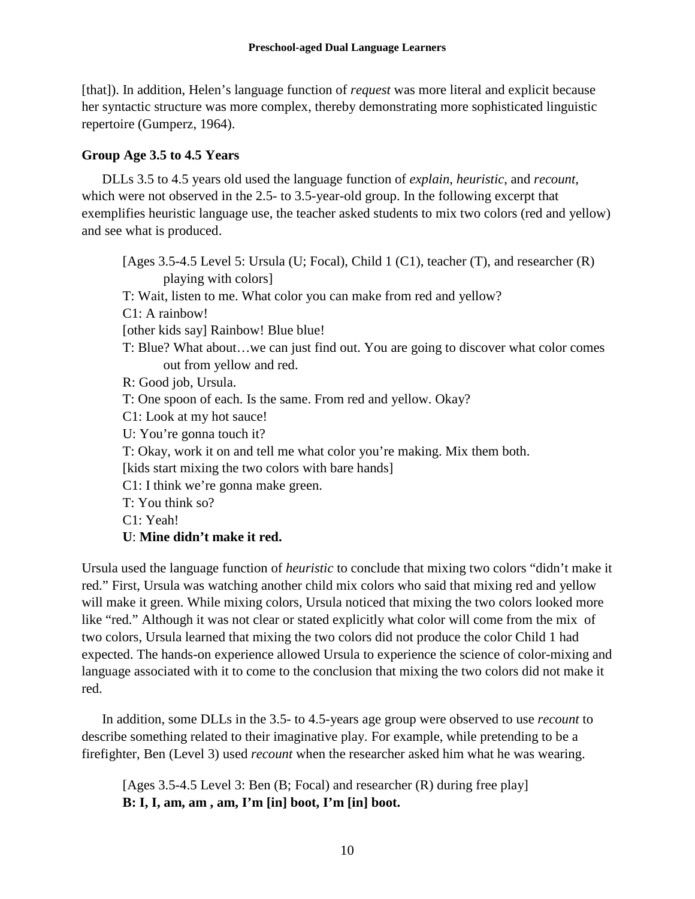[that]). In addition, Helen's language function of *request* was more literal and explicit because her syntactic structure was more complex, thereby demonstrating more sophisticated linguistic repertoire (Gumperz, 1964).

### Group Age 3.5 to 4.5 Years

DLLs 3.5 to 4.5 years old used the language function of *explain*, *heuristic*, and *recount*, which were not observed in the 2.5- to 3.5-year-old group. In the following excerpt that exemplifies heuristic language use, the teacher asked students to mix two colors (red and yellow) and see what is produced.

> [Ages 3.5-4.5 Level 5: Ursula (U; Focal), Child 1 (C1), teacher (T), and researcher (R) playing with colors]
>
> T: Wait, listen to me. What color you can make from red and yellow?
>
> C1: A rainbow!
>
> [other kids say] Rainbow! Blue blue!
>
> T: Blue? What about…we can just find out. You are going to discover what color comes out from yellow and red.
>
> R: Good job, Ursula.
>
> T: One spoon of each. Is the same. From red and yellow. Okay?
>
> C1: Look at my hot sauce!
>
> U: You're gonna touch it?
>
> T: Okay, work it on and tell me what color you're making. Mix them both.
>
> [kids start mixing the two colors with bare hands]
>
> C1: I think we're gonna make green.
>
> T: You think so?
>
> C1: Yeah!
>
> **U**: **Mine didn't make it red.**

Ursula used the language function of *heuristic* to conclude that mixing two colors "didn't make it red." First, Ursula was watching another child mix colors who said that mixing red and yellow will make it green. While mixing colors, Ursula noticed that mixing the two colors looked more like "red." Although it was not clear or stated explicitly what color will come from the mix of two colors, Ursula learned that mixing the two colors did not produce the color Child 1 had expected. The hands-on experience allowed Ursula to experience the science of color-mixing and language associated with it to come to the conclusion that mixing the two colors did not make it red.

In addition, some DLLs in the 3.5- to 4.5-years age group were observed to use *recount* to describe something related to their imaginative play. For example, while pretending to be a firefighter, Ben (Level 3) used *recount* when the researcher asked him what he was wearing.

> [Ages 3.5-4.5 Level 3: Ben (B; Focal) and researcher (R) during free play]
>
> **B: I, I, am, am , am, I'm [in] boot, I'm [in] boot.**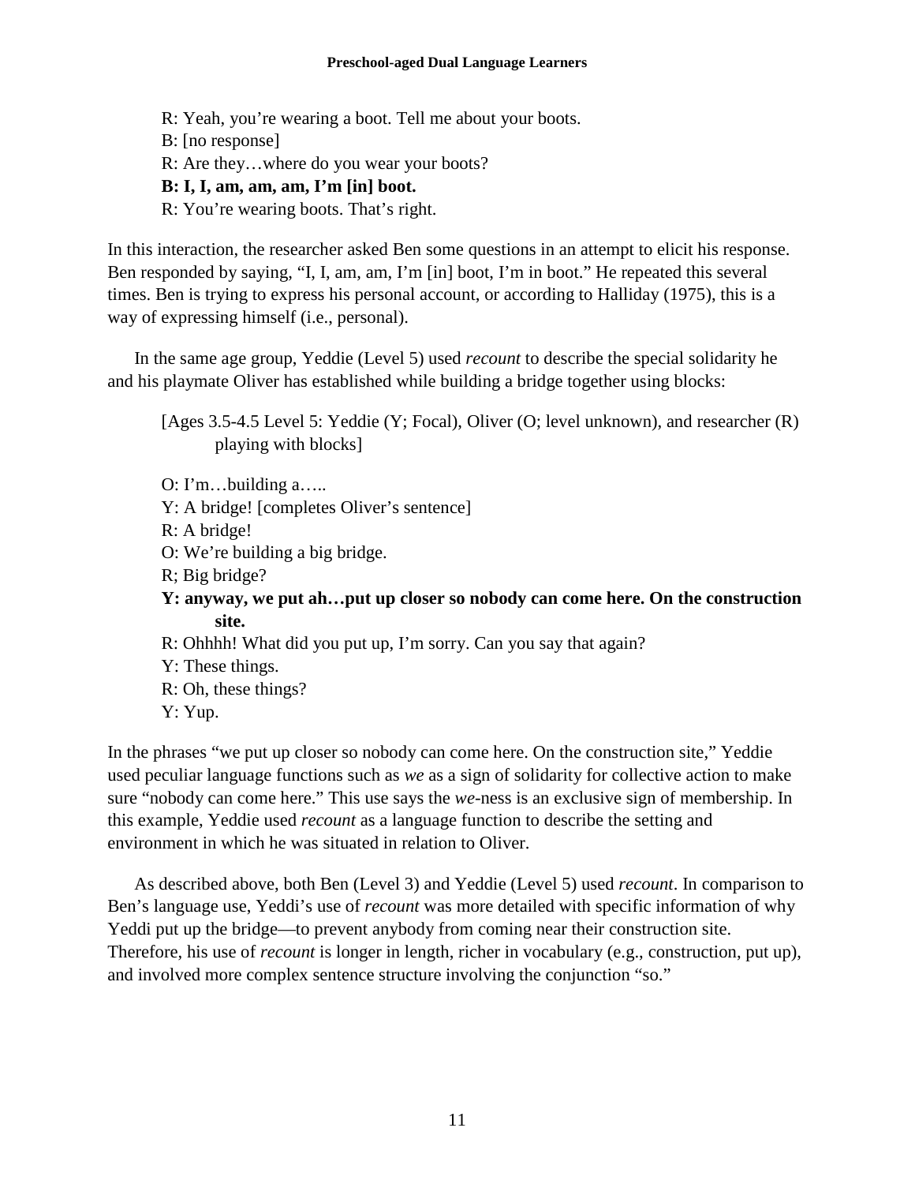R: Yeah, you're wearing a boot. Tell me about your boots.
B: [no response]
R: Are they…where do you wear your boots?
**B: I, I, am, am, am, I'm [in] boot.**
R: You're wearing boots. That's right.

In this interaction, the researcher asked Ben some questions in an attempt to elicit his response. Ben responded by saying, "I, I, am, am, I'm [in] boot, I'm in boot." He repeated this several times. Ben is trying to express his personal account, or according to Halliday (1975), this is a way of expressing himself (i.e., personal).

In the same age group, Yeddie (Level 5) used *recount* to describe the special solidarity he and his playmate Oliver has established while building a bridge together using blocks:

[Ages 3.5-4.5 Level 5: Yeddie (Y; Focal), Oliver (O; level unknown), and researcher (R) playing with blocks]

O: I'm…building a…..
Y: A bridge! [completes Oliver's sentence]
R: A bridge!
O: We're building a big bridge.
R; Big bridge?
**Y: anyway, we put ah…put up closer so nobody can come here. On the construction site.**
R: Ohhhh! What did you put up, I'm sorry. Can you say that again?
Y: These things.
R: Oh, these things?
Y: Yup.

In the phrases "we put up closer so nobody can come here. On the construction site," Yeddie used peculiar language functions such as *we* as a sign of solidarity for collective action to make sure "nobody can come here." This use says the *we*-ness is an exclusive sign of membership. In this example, Yeddie used *recount* as a language function to describe the setting and environment in which he was situated in relation to Oliver.

As described above, both Ben (Level 3) and Yeddie (Level 5) used *recount*. In comparison to Ben's language use, Yeddi's use of *recount* was more detailed with specific information of why Yeddi put up the bridge—to prevent anybody from coming near their construction site. Therefore, his use of *recount* is longer in length, richer in vocabulary (e.g., construction, put up), and involved more complex sentence structure involving the conjunction "so."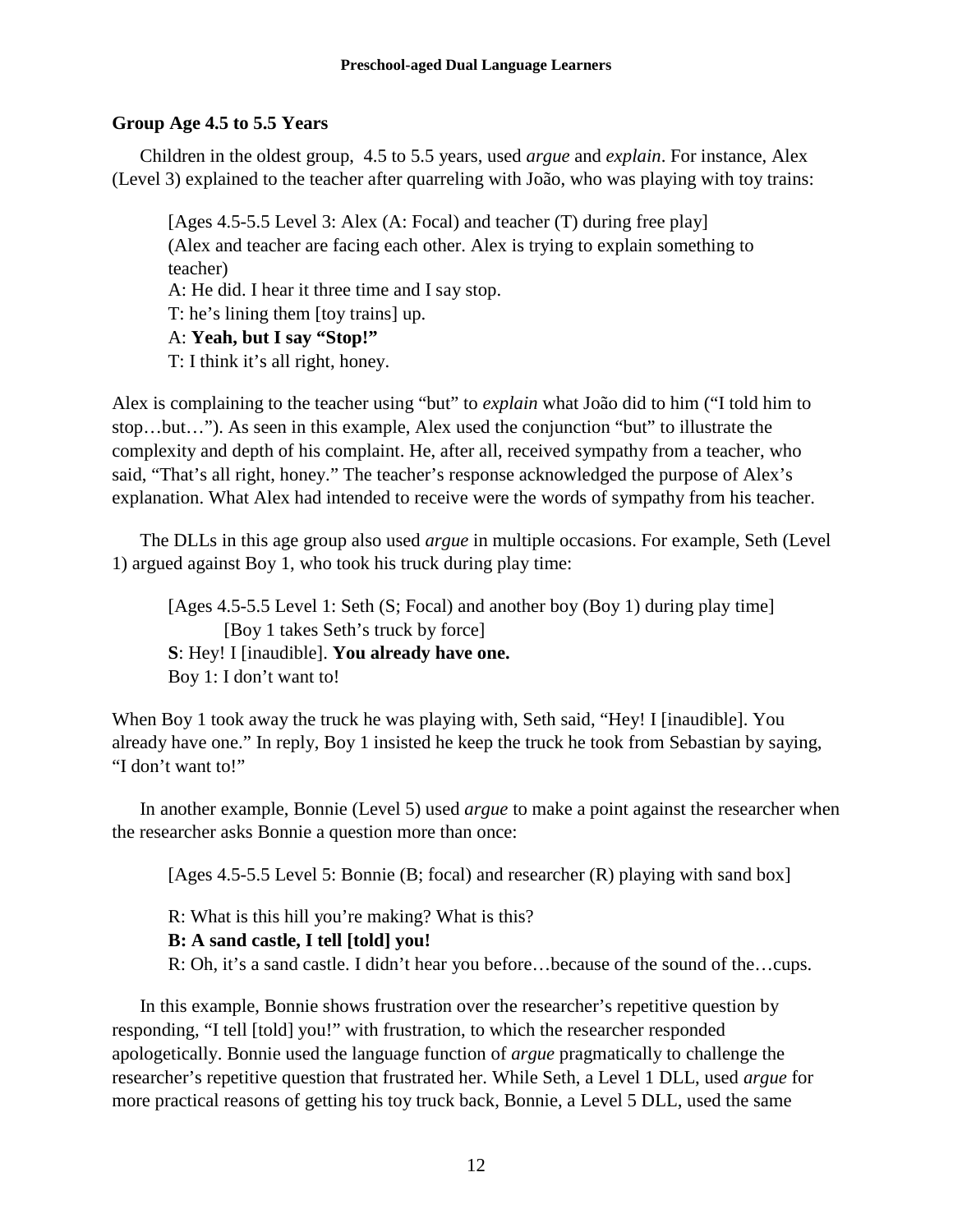### Group Age 4.5 to 5.5 Years

Children in the oldest group, 4.5 to 5.5 years, used *argue* and *explain*. For instance, Alex (Level 3) explained to the teacher after quarreling with João, who was playing with toy trains:

> [Ages 4.5-5.5 Level 3: Alex (A: Focal) and teacher (T) during free play]
> (Alex and teacher are facing each other. Alex is trying to explain something to teacher)
> A: He did. I hear it three time and I say stop.
> T: he's lining them [toy trains] up.
> A: **Yeah, but I say "Stop!"**
> T: I think it's all right, honey.

Alex is complaining to the teacher using "but" to *explain* what João did to him ("I told him to stop…but…"). As seen in this example, Alex used the conjunction "but" to illustrate the complexity and depth of his complaint. He, after all, received sympathy from a teacher, who said, "That's all right, honey." The teacher's response acknowledged the purpose of Alex's explanation. What Alex had intended to receive were the words of sympathy from his teacher.

The DLLs in this age group also used *argue* in multiple occasions. For example, Seth (Level 1) argued against Boy 1, who took his truck during play time:

> [Ages 4.5-5.5 Level 1: Seth (S; Focal) and another boy (Boy 1) during play time]
> [Boy 1 takes Seth's truck by force]
> **S**: Hey! I [inaudible]. **You already have one.**
> Boy 1: I don't want to!

When Boy 1 took away the truck he was playing with, Seth said, "Hey! I [inaudible]. You already have one." In reply, Boy 1 insisted he keep the truck he took from Sebastian by saying, "I don't want to!"

In another example, Bonnie (Level 5) used *argue* to make a point against the researcher when the researcher asks Bonnie a question more than once:

> [Ages 4.5-5.5 Level 5: Bonnie (B; focal) and researcher (R) playing with sand box]
>
> R: What is this hill you're making? What is this?
> **B: A sand castle, I tell [told] you!**
> R: Oh, it's a sand castle. I didn't hear you before…because of the sound of the…cups.

In this example, Bonnie shows frustration over the researcher's repetitive question by responding, "I tell [told] you!" with frustration, to which the researcher responded apologetically. Bonnie used the language function of *argue* pragmatically to challenge the researcher's repetitive question that frustrated her. While Seth, a Level 1 DLL, used *argue* for more practical reasons of getting his toy truck back, Bonnie, a Level 5 DLL, used the same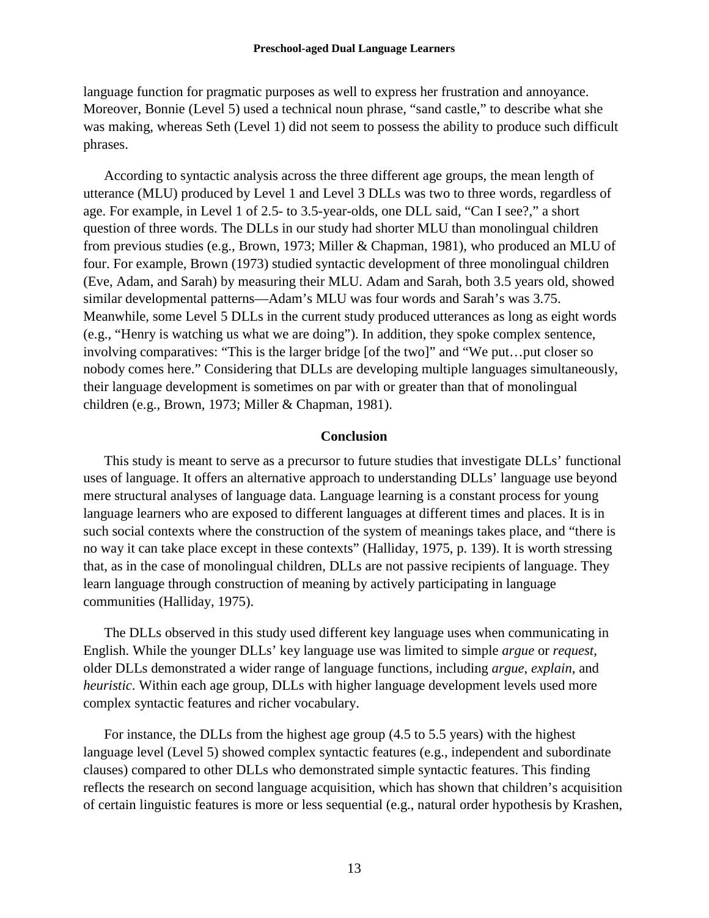language function for pragmatic purposes as well to express her frustration and annoyance. Moreover, Bonnie (Level 5) used a technical noun phrase, "sand castle," to describe what she was making, whereas Seth (Level 1) did not seem to possess the ability to produce such difficult phrases.

According to syntactic analysis across the three different age groups, the mean length of utterance (MLU) produced by Level 1 and Level 3 DLLs was two to three words, regardless of age. For example, in Level 1 of 2.5- to 3.5-year-olds, one DLL said, "Can I see?," a short question of three words. The DLLs in our study had shorter MLU than monolingual children from previous studies (e.g., Brown, 1973; Miller & Chapman, 1981), who produced an MLU of four. For example, Brown (1973) studied syntactic development of three monolingual children (Eve, Adam, and Sarah) by measuring their MLU. Adam and Sarah, both 3.5 years old, showed similar developmental patterns—Adam's MLU was four words and Sarah's was 3.75. Meanwhile, some Level 5 DLLs in the current study produced utterances as long as eight words (e.g., "Henry is watching us what we are doing"). In addition, they spoke complex sentence, involving comparatives: "This is the larger bridge [of the two]" and "We put…put closer so nobody comes here." Considering that DLLs are developing multiple languages simultaneously, their language development is sometimes on par with or greater than that of monolingual children (e.g., Brown, 1973; Miller & Chapman, 1981).

## Conclusion

This study is meant to serve as a precursor to future studies that investigate DLLs' functional uses of language. It offers an alternative approach to understanding DLLs' language use beyond mere structural analyses of language data. Language learning is a constant process for young language learners who are exposed to different languages at different times and places. It is in such social contexts where the construction of the system of meanings takes place, and "there is no way it can take place except in these contexts" (Halliday, 1975, p. 139). It is worth stressing that, as in the case of monolingual children, DLLs are not passive recipients of language. They learn language through construction of meaning by actively participating in language communities (Halliday, 1975).

The DLLs observed in this study used different key language uses when communicating in English. While the younger DLLs' key language use was limited to simple *argue* or *request*, older DLLs demonstrated a wider range of language functions, including *argue*, *explain*, and *heuristic*. Within each age group, DLLs with higher language development levels used more complex syntactic features and richer vocabulary.

For instance, the DLLs from the highest age group (4.5 to 5.5 years) with the highest language level (Level 5) showed complex syntactic features (e.g., independent and subordinate clauses) compared to other DLLs who demonstrated simple syntactic features. This finding reflects the research on second language acquisition, which has shown that children's acquisition of certain linguistic features is more or less sequential (e.g., natural order hypothesis by Krashen,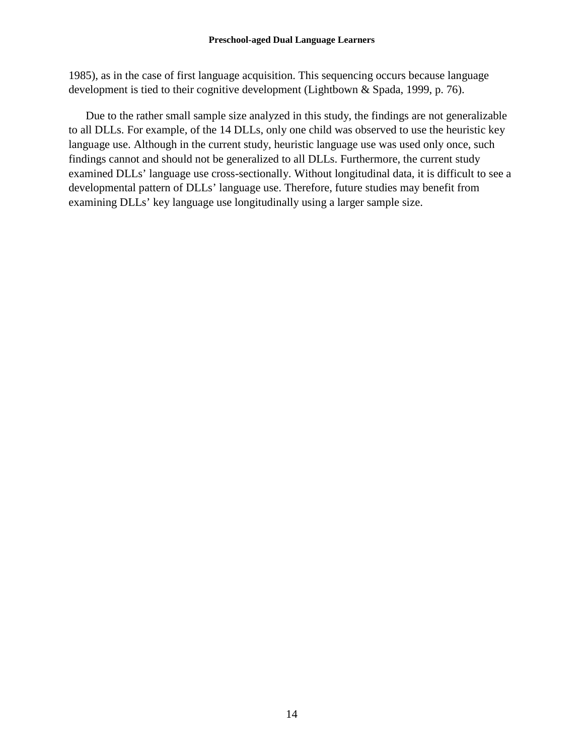1985), as in the case of first language acquisition. This sequencing occurs because language development is tied to their cognitive development (Lightbown & Spada, 1999, p. 76).

Due to the rather small sample size analyzed in this study, the findings are not generalizable to all DLLs. For example, of the 14 DLLs, only one child was observed to use the heuristic key language use. Although in the current study, heuristic language use was used only once, such findings cannot and should not be generalized to all DLLs. Furthermore, the current study examined DLLs' language use cross-sectionally. Without longitudinal data, it is difficult to see a developmental pattern of DLLs' language use. Therefore, future studies may benefit from examining DLLs' key language use longitudinally using a larger sample size.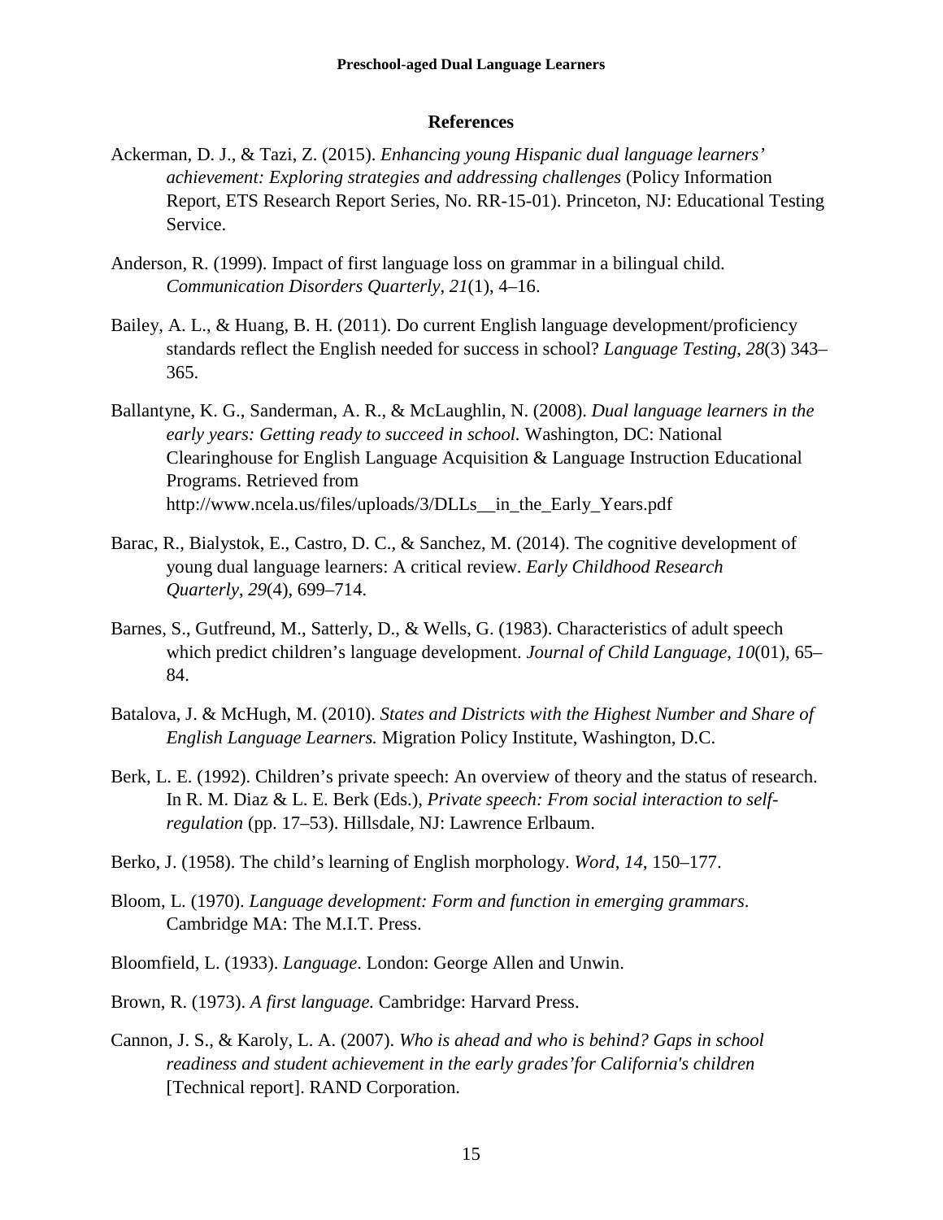## References

Ackerman, D. J., & Tazi, Z. (2015). *Enhancing young Hispanic dual language learners' achievement: Exploring strategies and addressing challenges* (Policy Information Report, ETS Research Report Series, No. RR-15-01). Princeton, NJ: Educational Testing Service.

Anderson, R. (1999). Impact of first language loss on grammar in a bilingual child. *Communication Disorders Quarterly*, *21*(1), 4–16.

Bailey, A. L., & Huang, B. H. (2011). Do current English language development/proficiency standards reflect the English needed for success in school? *Language Testing*, *28*(3) 343–365.

Ballantyne, K. G., Sanderman, A. R., & McLaughlin, N. (2008). *Dual language learners in the early years: Getting ready to succeed in school.* Washington, DC: National Clearinghouse for English Language Acquisition & Language Instruction Educational Programs. Retrieved from http://www.ncela.us/files/uploads/3/DLLs__in_the_Early_Years.pdf

Barac, R., Bialystok, E., Castro, D. C., & Sanchez, M. (2014). The cognitive development of young dual language learners: A critical review. *Early Childhood Research Quarterly*, *29*(4), 699–714.

Barnes, S., Gutfreund, M., Satterly, D., & Wells, G. (1983). Characteristics of adult speech which predict children's language development. *Journal of Child Language*, *10*(01), 65–84.

Batalova, J. & McHugh, M. (2010). *States and Districts with the Highest Number and Share of English Language Learners.* Migration Policy Institute, Washington, D.C.

Berk, L. E. (1992). Children's private speech: An overview of theory and the status of research. In R. M. Diaz & L. E. Berk (Eds.), *Private speech: From social interaction to self-regulation* (pp. 17–53). Hillsdale, NJ: Lawrence Erlbaum.

Berko, J. (1958). The child's learning of English morphology. *Word*, *14*, 150–177.

Bloom, L. (1970). *Language development: Form and function in emerging grammars*. Cambridge MA: The M.I.T. Press.

Bloomfield, L. (1933). *Language*. London: George Allen and Unwin.

Brown, R. (1973). *A first language.* Cambridge: Harvard Press.

Cannon, J. S., & Karoly, L. A. (2007). *Who is ahead and who is behind? Gaps in school readiness and student achievement in the early grades'for California's children* [Technical report]. RAND Corporation.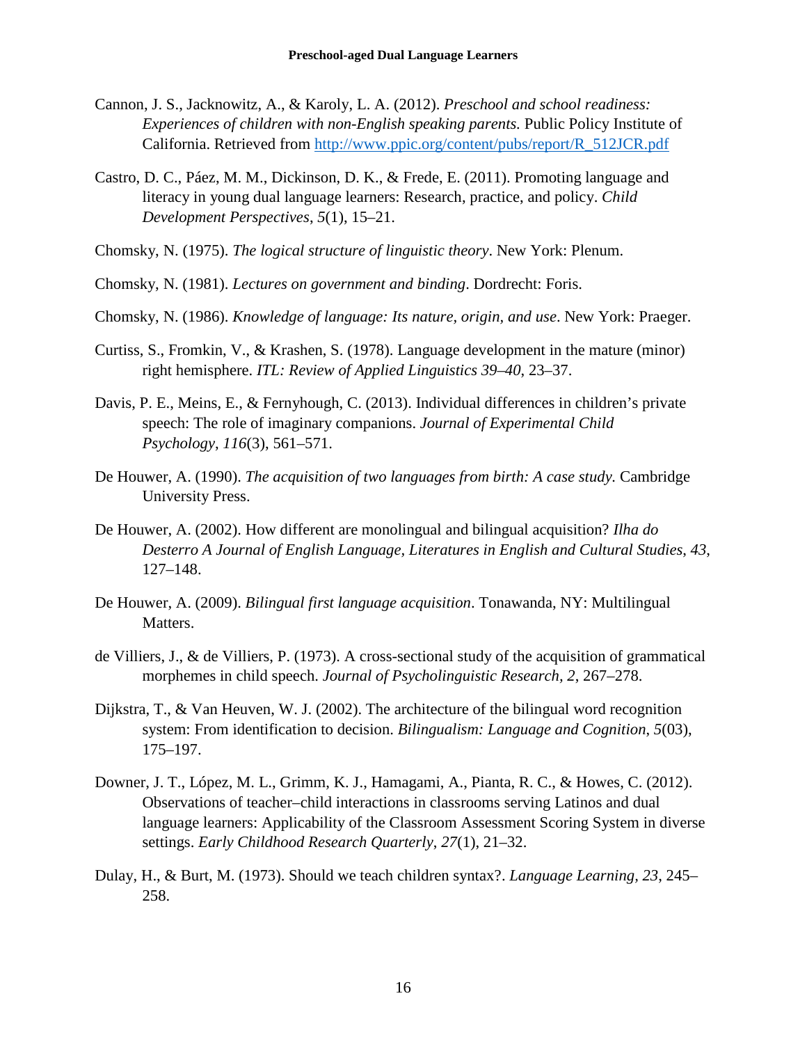Cannon, J. S., Jacknowitz, A., & Karoly, L. A. (2012). *Preschool and school readiness: Experiences of children with non-English speaking parents.* Public Policy Institute of California. Retrieved from http://www.ppic.org/content/pubs/report/R_512JCR.pdf

Castro, D. C., Páez, M. M., Dickinson, D. K., & Frede, E. (2011). Promoting language and literacy in young dual language learners: Research, practice, and policy. *Child Development Perspectives*, *5*(1), 15–21.

Chomsky, N. (1975). *The logical structure of linguistic theory*. New York: Plenum.

Chomsky, N. (1981). *Lectures on government and binding*. Dordrecht: Foris.

Chomsky, N. (1986). *Knowledge of language: Its nature, origin, and use*. New York: Praeger.

Curtiss, S., Fromkin, V., & Krashen, S. (1978). Language development in the mature (minor) right hemisphere. *ITL: Review of Applied Linguistics 39–40*, 23–37.

Davis, P. E., Meins, E., & Fernyhough, C. (2013). Individual differences in children's private speech: The role of imaginary companions. *Journal of Experimental Child Psychology*, *116*(3), 561–571.

De Houwer, A. (1990). *The acquisition of two languages from birth: A case study.* Cambridge University Press.

De Houwer, A. (2002). How different are monolingual and bilingual acquisition? *Ilha do Desterro A Journal of English Language, Literatures in English and Cultural Studies*, *43*, 127–148.

De Houwer, A. (2009). *Bilingual first language acquisition*. Tonawanda, NY: Multilingual Matters.

de Villiers, J., & de Villiers, P. (1973). A cross-sectional study of the acquisition of grammatical morphemes in child speech. *Journal of Psycholinguistic Research, 2*, 267–278.

Dijkstra, T., & Van Heuven, W. J. (2002). The architecture of the bilingual word recognition system: From identification to decision. *Bilingualism: Language and Cognition*, *5*(03), 175–197.

Downer, J. T., López, M. L., Grimm, K. J., Hamagami, A., Pianta, R. C., & Howes, C. (2012). Observations of teacher–child interactions in classrooms serving Latinos and dual language learners: Applicability of the Classroom Assessment Scoring System in diverse settings. *Early Childhood Research Quarterly*, *27*(1), 21–32.

Dulay, H., & Burt, M. (1973). Should we teach children syntax?. *Language Learning, 23*, 245–258.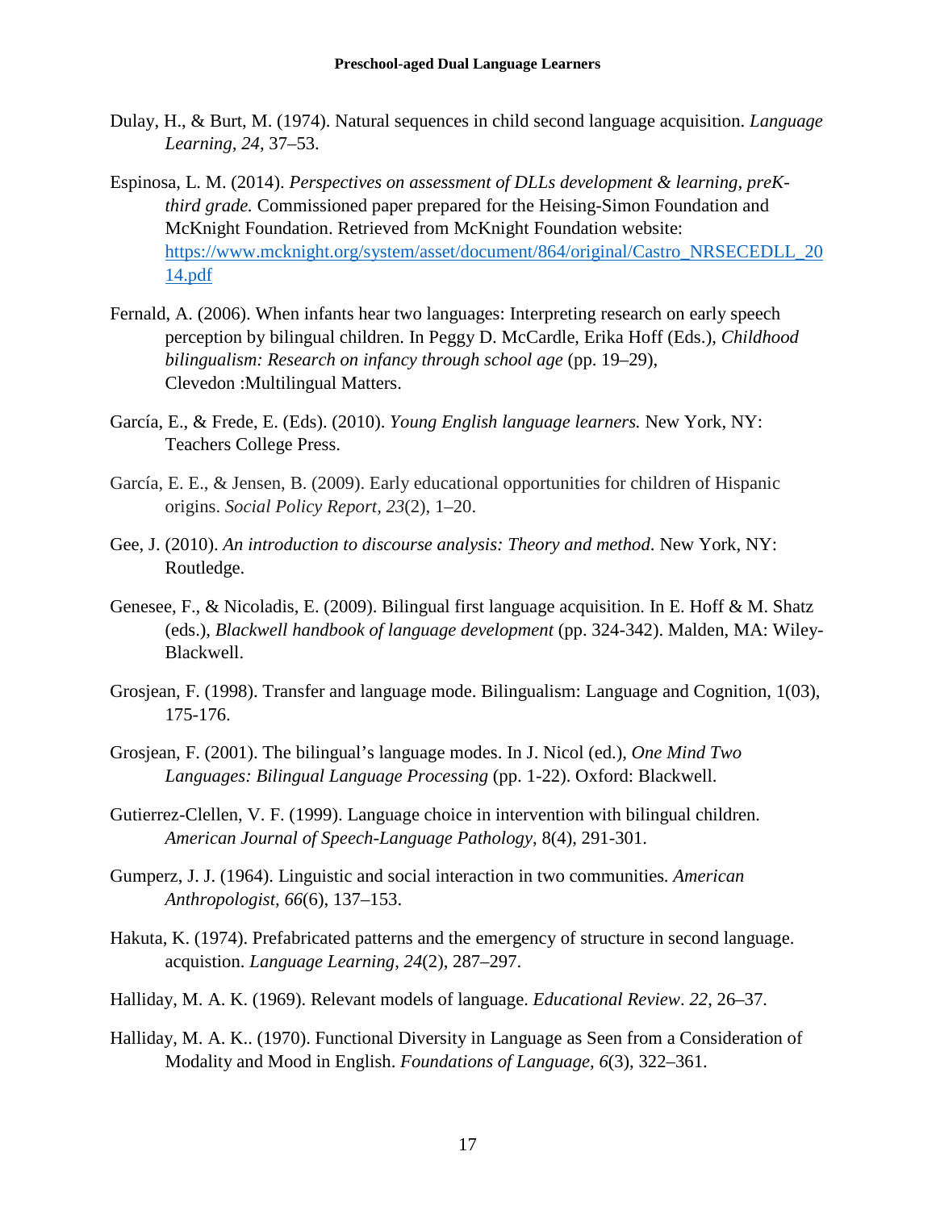Dulay, H., & Burt, M. (1974). Natural sequences in child second language acquisition. *Language Learning, 24*, 37–53.

Espinosa, L. M. (2014). *Perspectives on assessment of DLLs development & learning, preK-third grade.* Commissioned paper prepared for the Heising-Simon Foundation and McKnight Foundation. Retrieved from McKnight Foundation website: [https://www.mcknight.org/system/asset/document/864/original/Castro_NRSECEDLL_2014.pdf](https://www.mcknight.org/system/asset/document/864/original/Castro_NRSECEDLL_2014.pdf)

Fernald, A. (2006). When infants hear two languages: Interpreting research on early speech perception by bilingual children. In Peggy D. McCardle, Erika Hoff (Eds.), *Childhood bilingualism: Research on infancy through school age* (pp. 19–29), Clevedon :Multilingual Matters.

García, E., & Frede, E. (Eds). (2010). *Young English language learners.* New York, NY: Teachers College Press.

García, E. E., & Jensen, B. (2009). Early educational opportunities for children of Hispanic origins. *Social Policy Report, 23*(2), 1–20.

Gee, J. (2010). *An introduction to discourse analysis: Theory and method*. New York, NY: Routledge.

Genesee, F., & Nicoladis, E. (2009). Bilingual first language acquisition. In E. Hoff & M. Shatz (eds.), *Blackwell handbook of language development* (pp. 324-342). Malden, MA: Wiley-Blackwell.

Grosjean, F. (1998). Transfer and language mode. Bilingualism: Language and Cognition, 1(03), 175-176.

Grosjean, F. (2001). The bilingual's language modes. In J. Nicol (ed.), *One Mind Two Languages: Bilingual Language Processing* (pp. 1-22). Oxford: Blackwell.

Gutierrez-Clellen, V. F. (1999). Language choice in intervention with bilingual children. *American Journal of Speech-Language Pathology*, 8(4), 291-301.

Gumperz, J. J. (1964). Linguistic and social interaction in two communities. *American Anthropologist, 66*(6), 137–153.

Hakuta, K. (1974). Prefabricated patterns and the emergency of structure in second language. acquistion. *Language Learning, 24*(2), 287–297.

Halliday, M. A. K. (1969). Relevant models of language. *Educational Review*. *22,* 26–37.

Halliday, M. A. K.. (1970). Functional Diversity in Language as Seen from a Consideration of Modality and Mood in English. *Foundations of Language, 6*(3), 322–361.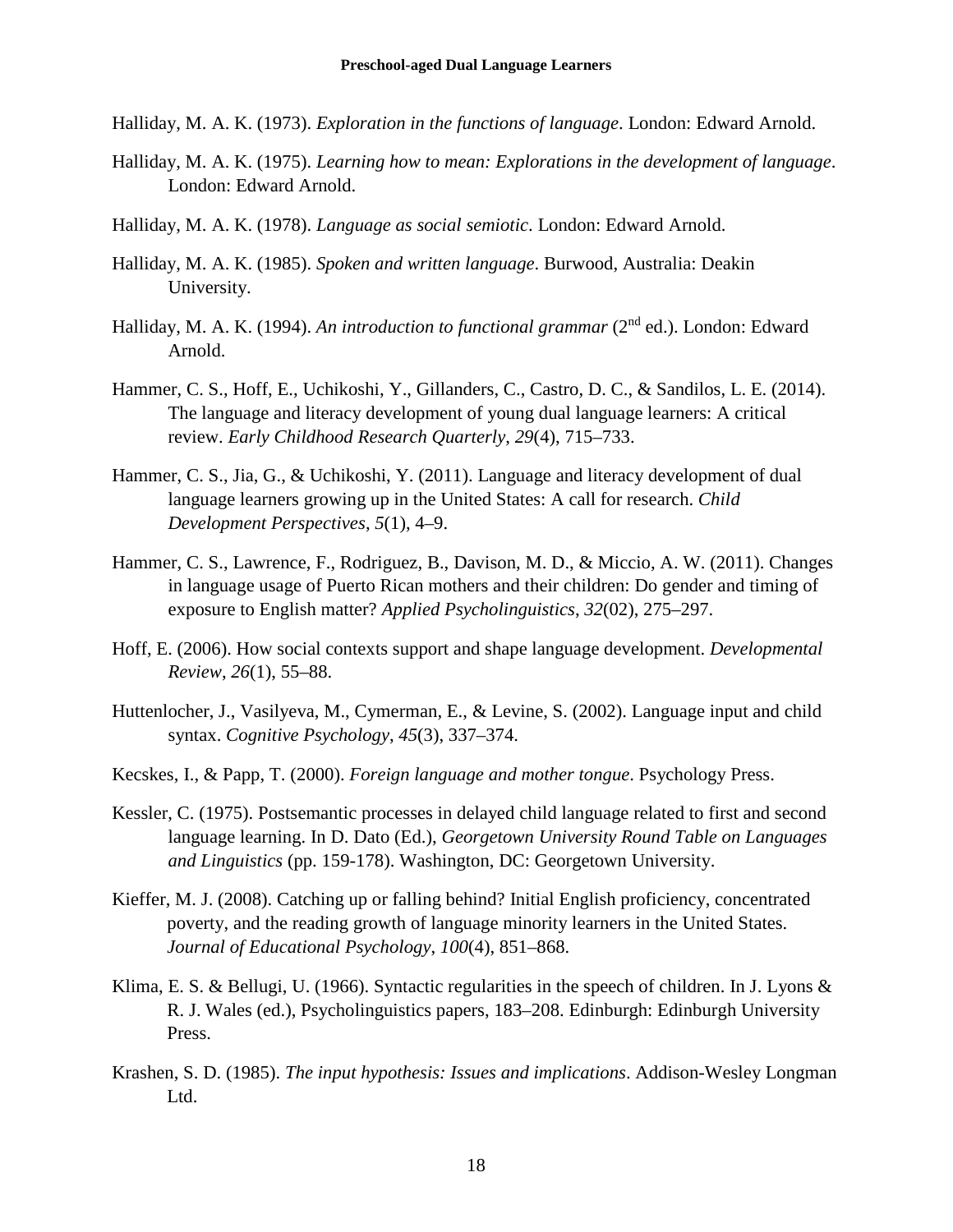Halliday, M. A. K. (1973). *Exploration in the functions of language*. London: Edward Arnold.

Halliday, M. A. K. (1975). *Learning how to mean: Explorations in the development of language*. London: Edward Arnold.

Halliday, M. A. K. (1978). *Language as social semiotic*. London: Edward Arnold.

Halliday, M. A. K. (1985). *Spoken and written language*. Burwood, Australia: Deakin University.

Halliday, M. A. K. (1994). *An introduction to functional grammar* (2nd ed.). London: Edward Arnold.

Hammer, C. S., Hoff, E., Uchikoshi, Y., Gillanders, C., Castro, D. C., & Sandilos, L. E. (2014). The language and literacy development of young dual language learners: A critical review. *Early Childhood Research Quarterly*, *29*(4), 715–733.

Hammer, C. S., Jia, G., & Uchikoshi, Y. (2011). Language and literacy development of dual language learners growing up in the United States: A call for research. *Child Development Perspectives*, *5*(1), 4–9.

Hammer, C. S., Lawrence, F., Rodriguez, B., Davison, M. D., & Miccio, A. W. (2011). Changes in language usage of Puerto Rican mothers and their children: Do gender and timing of exposure to English matter? *Applied Psycholinguistics*, *32*(02), 275–297.

Hoff, E. (2006). How social contexts support and shape language development. *Developmental Review*, *26*(1), 55–88.

Huttenlocher, J., Vasilyeva, M., Cymerman, E., & Levine, S. (2002). Language input and child syntax. *Cognitive Psychology*, *45*(3), 337–374.

Kecskes, I., & Papp, T. (2000). *Foreign language and mother tongue*. Psychology Press.

Kessler, C. (1975). Postsemantic processes in delayed child language related to first and second language learning. In D. Dato (Ed.), *Georgetown University Round Table on Languages and Linguistics* (pp. 159-178). Washington, DC: Georgetown University.

Kieffer, M. J. (2008). Catching up or falling behind? Initial English proficiency, concentrated poverty, and the reading growth of language minority learners in the United States. *Journal of Educational Psychology*, *100*(4), 851–868.

Klima, E. S. & Bellugi, U. (1966). Syntactic regularities in the speech of children. In J. Lyons & R. J. Wales (ed.), Psycholinguistics papers, 183–208. Edinburgh: Edinburgh University Press.

Krashen, S. D. (1985). *The input hypothesis: Issues and implications*. Addison-Wesley Longman Ltd.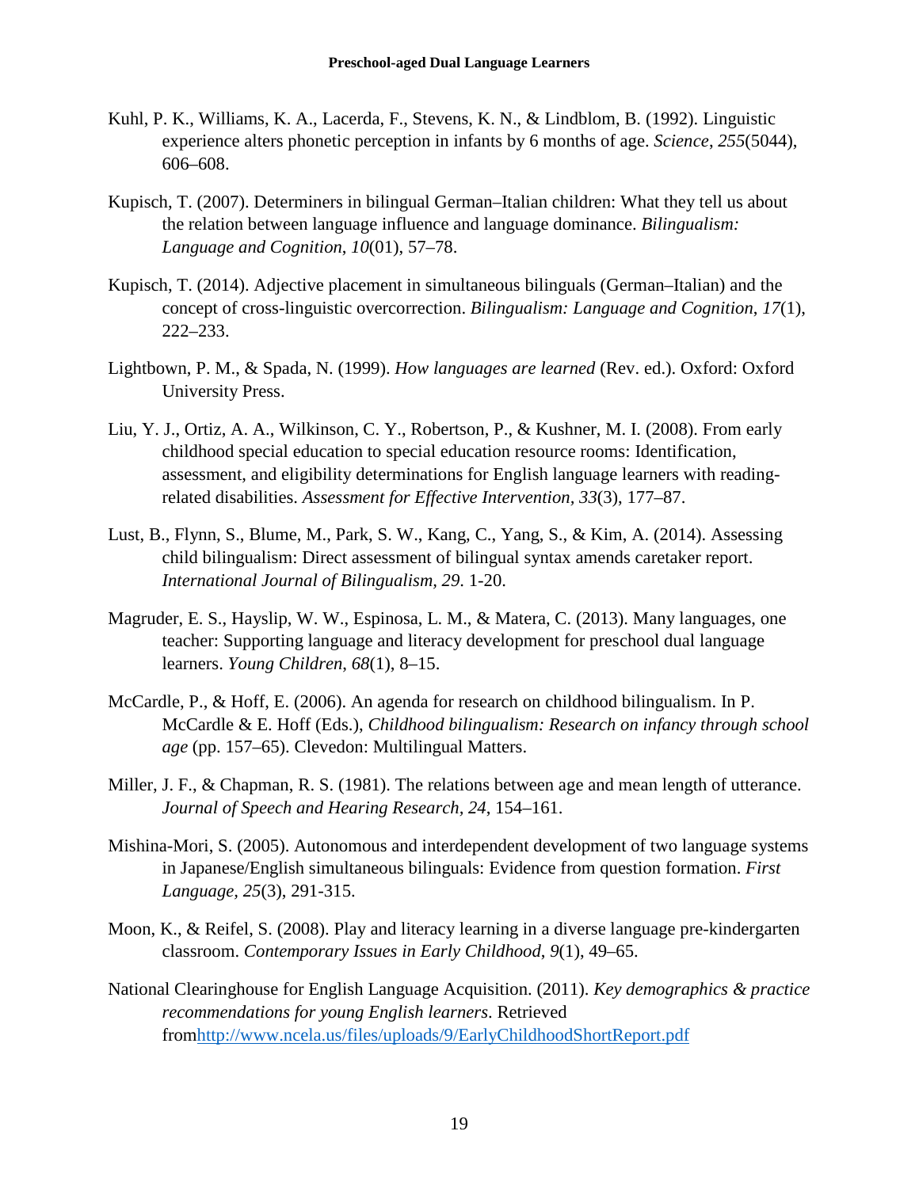Kuhl, P. K., Williams, K. A., Lacerda, F., Stevens, K. N., & Lindblom, B. (1992). Linguistic experience alters phonetic perception in infants by 6 months of age. *Science*, *255*(5044), 606–608.

Kupisch, T. (2007). Determiners in bilingual German–Italian children: What they tell us about the relation between language influence and language dominance. *Bilingualism: Language and Cognition*, *10*(01), 57–78.

Kupisch, T. (2014). Adjective placement in simultaneous bilinguals (German–Italian) and the concept of cross-linguistic overcorrection. *Bilingualism: Language and Cognition*, *17*(1), 222–233.

Lightbown, P. M., & Spada, N. (1999). *How languages are learned* (Rev. ed.). Oxford: Oxford University Press.

Liu, Y. J., Ortiz, A. A., Wilkinson, C. Y., Robertson, P., & Kushner, M. I. (2008). From early childhood special education to special education resource rooms: Identification, assessment, and eligibility determinations for English language learners with reading-related disabilities. *Assessment for Effective Intervention*, *33*(3), 177–87.

Lust, B., Flynn, S., Blume, M., Park, S. W., Kang, C., Yang, S., & Kim, A. (2014). Assessing child bilingualism: Direct assessment of bilingual syntax amends caretaker report. *International Journal of Bilingualism*, *29*. 1-20.

Magruder, E. S., Hayslip, W. W., Espinosa, L. M., & Matera, C. (2013). Many languages, one teacher: Supporting language and literacy development for preschool dual language learners. *Young Children*, *68*(1), 8–15.

McCardle, P., & Hoff, E. (2006). An agenda for research on childhood bilingualism. In P. McCardle & E. Hoff (Eds.), *Childhood bilingualism: Research on infancy through school age* (pp. 157–65). Clevedon: Multilingual Matters.

Miller, J. F., & Chapman, R. S. (1981). The relations between age and mean length of utterance. *Journal of Speech and Hearing Research*, *24*, 154–161.

Mishina-Mori, S. (2005). Autonomous and interdependent development of two language systems in Japanese/English simultaneous bilinguals: Evidence from question formation. *First Language*, *25*(3), 291-315.

Moon, K., & Reifel, S. (2008). Play and literacy learning in a diverse language pre-kindergarten classroom. *Contemporary Issues in Early Childhood*, *9*(1), 49–65.

National Clearinghouse for English Language Acquisition. (2011). *Key demographics & practice recommendations for young English learners*. Retrieved fromhttp://www.ncela.us/files/uploads/9/EarlyChildhoodShortReport.pdf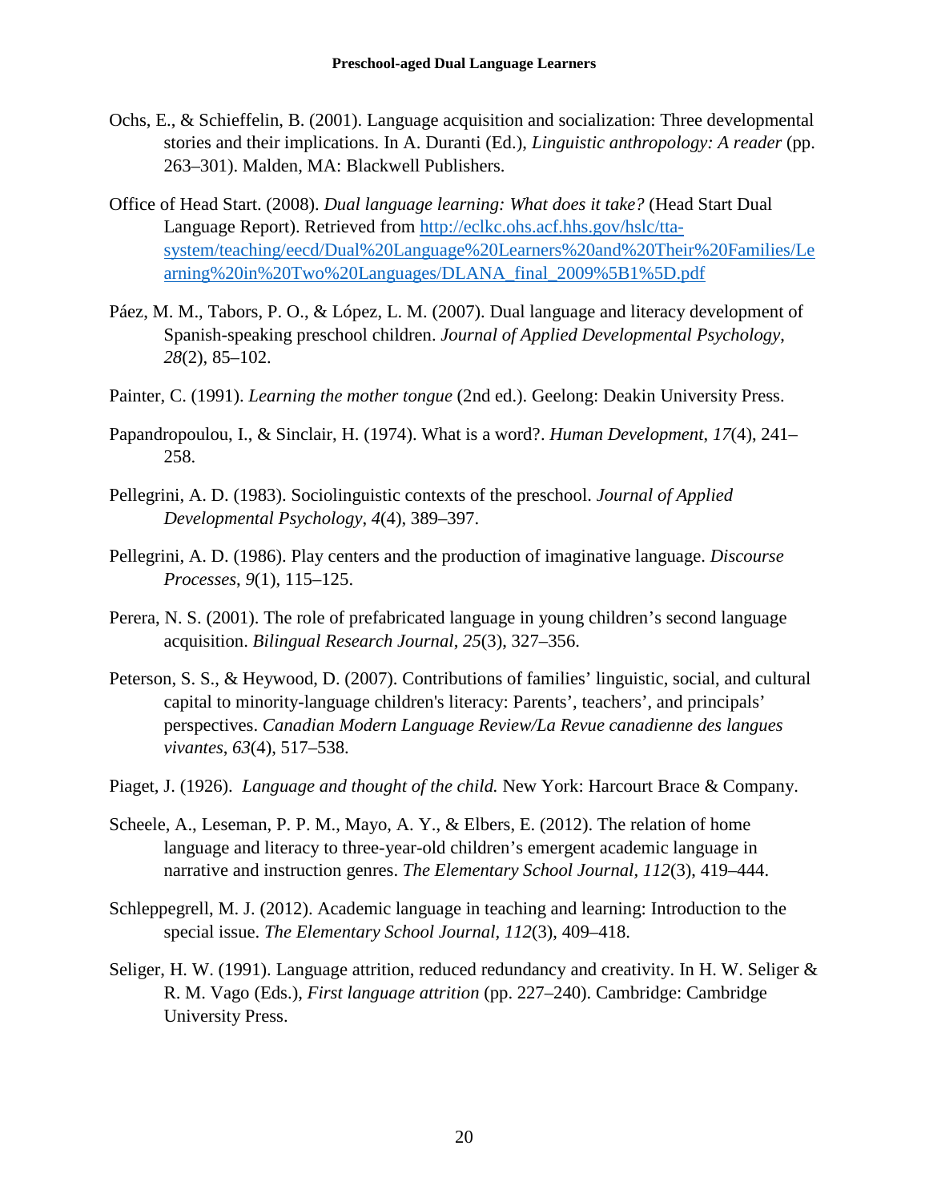Ochs, E., & Schieffelin, B. (2001). Language acquisition and socialization: Three developmental stories and their implications. In A. Duranti (Ed.), *Linguistic anthropology: A reader* (pp. 263–301). Malden, MA: Blackwell Publishers.

Office of Head Start. (2008). *Dual language learning: What does it take?* (Head Start Dual Language Report). Retrieved from [http://eclkc.ohs.acf.hhs.gov/hslc/tta-system/teaching/eecd/Dual%20Language%20Learners%20and%20Their%20Families/Learning%20in%20Two%20Languages/DLANA_final_2009%5B1%5D.pdf](http://eclkc.ohs.acf.hhs.gov/hslc/tta-system/teaching/eecd/Dual%20Language%20Learners%20and%20Their%20Families/Learning%20in%20Two%20Languages/DLANA_final_2009%5B1%5D.pdf)

Páez, M. M., Tabors, P. O., & López, L. M. (2007). Dual language and literacy development of Spanish-speaking preschool children. *Journal of Applied Developmental Psychology*, *28*(2), 85–102.

Painter, C. (1991). *Learning the mother tongue* (2nd ed.). Geelong: Deakin University Press.

Papandropoulou, I., & Sinclair, H. (1974). What is a word?. *Human Development*, *17*(4), 241–258.

Pellegrini, A. D. (1983). Sociolinguistic contexts of the preschool. *Journal of Applied Developmental Psychology*, *4*(4), 389–397.

Pellegrini, A. D. (1986). Play centers and the production of imaginative language. *Discourse Processes*, *9*(1), 115–125.

Perera, N. S. (2001). The role of prefabricated language in young children's second language acquisition. *Bilingual Research Journal*, *25*(3), 327–356.

Peterson, S. S., & Heywood, D. (2007). Contributions of families' linguistic, social, and cultural capital to minority-language children's literacy: Parents', teachers', and principals' perspectives. *Canadian Modern Language Review/La Revue canadienne des langues vivantes*, *63*(4), 517–538.

Piaget, J. (1926). *Language and thought of the child.* New York: Harcourt Brace & Company.

Scheele, A., Leseman, P. P. M., Mayo, A. Y., & Elbers, E. (2012). The relation of home language and literacy to three-year-old children's emergent academic language in narrative and instruction genres. *The Elementary School Journal*, *112*(3), 419–444.

Schleppegrell, M. J. (2012). Academic language in teaching and learning: Introduction to the special issue. *The Elementary School Journal*, *112*(3), 409–418.

Seliger, H. W. (1991). Language attrition, reduced redundancy and creativity. In H. W. Seliger & R. M. Vago (Eds.), *First language attrition* (pp. 227–240). Cambridge: Cambridge University Press.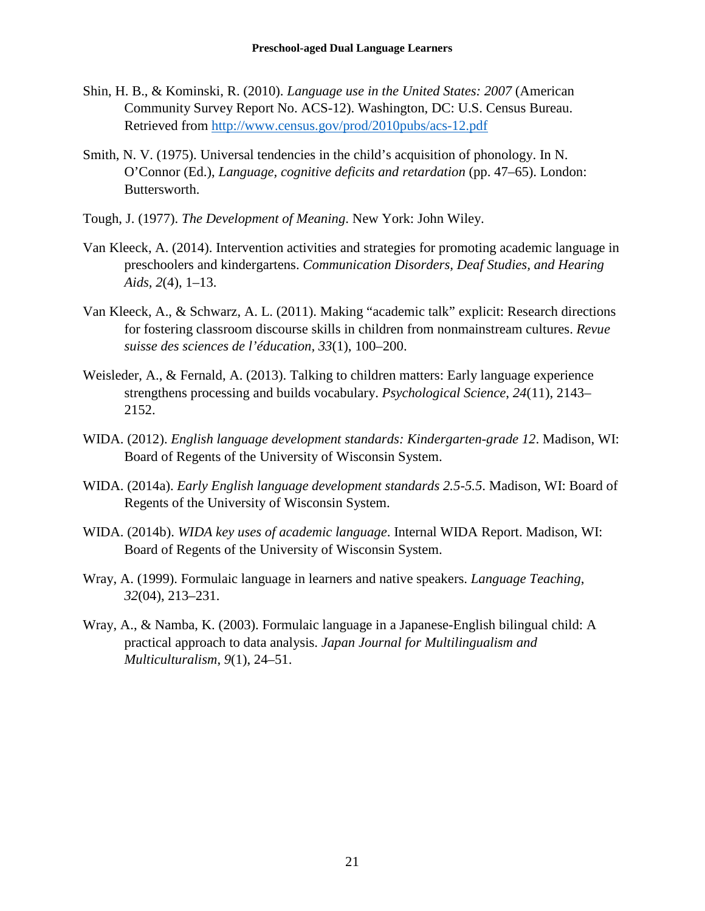Shin, H. B., & Kominski, R. (2010). *Language use in the United States: 2007* (American Community Survey Report No. ACS-12). Washington, DC: U.S. Census Bureau. Retrieved from http://www.census.gov/prod/2010pubs/acs-12.pdf

Smith, N. V. (1975). Universal tendencies in the child's acquisition of phonology. In N. O'Connor (Ed.), *Language, cognitive deficits and retardation* (pp. 47–65). London: Buttersworth.

Tough, J. (1977). *The Development of Meaning*. New York: John Wiley.

Van Kleeck, A. (2014). Intervention activities and strategies for promoting academic language in preschoolers and kindergartens. *Communication Disorders, Deaf Studies, and Hearing Aids, 2*(4), 1–13.

Van Kleeck, A., & Schwarz, A. L. (2011). Making "academic talk" explicit: Research directions for fostering classroom discourse skills in children from nonmainstream cultures. *Revue suisse des sciences de l'éducation, 33*(1), 100–200.

Weisleder, A., & Fernald, A. (2013). Talking to children matters: Early language experience strengthens processing and builds vocabulary. *Psychological Science, 24*(11), 2143–2152.

WIDA. (2012). *English language development standards: Kindergarten-grade 12*. Madison, WI: Board of Regents of the University of Wisconsin System.

WIDA. (2014a). *Early English language development standards 2.5-5.5*. Madison, WI: Board of Regents of the University of Wisconsin System.

WIDA. (2014b). *WIDA key uses of academic language*. Internal WIDA Report. Madison, WI: Board of Regents of the University of Wisconsin System.

Wray, A. (1999). Formulaic language in learners and native speakers. *Language Teaching, 32*(04), 213–231.

Wray, A., & Namba, K. (2003). Formulaic language in a Japanese-English bilingual child: A practical approach to data analysis. *Japan Journal for Multilingualism and Multiculturalism, 9*(1), 24–51.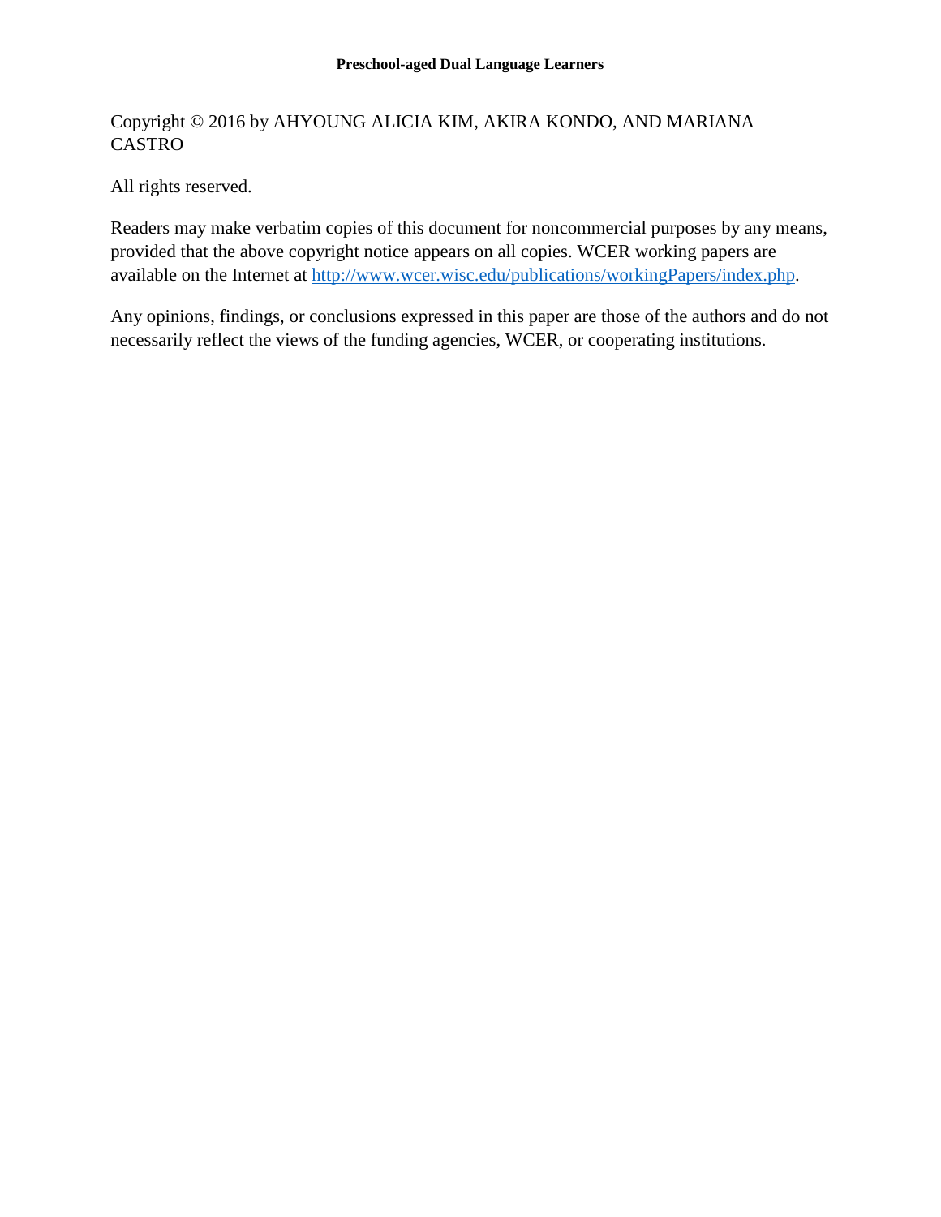Copyright © 2016 by AHYOUNG ALICIA KIM, AKIRA KONDO, AND MARIANA CASTRO

All rights reserved.

Readers may make verbatim copies of this document for noncommercial purposes by any means, provided that the above copyright notice appears on all copies. WCER working papers are available on the Internet at http://www.wcer.wisc.edu/publications/workingPapers/index.php.

Any opinions, findings, or conclusions expressed in this paper are those of the authors and do not necessarily reflect the views of the funding agencies, WCER, or cooperating institutions.